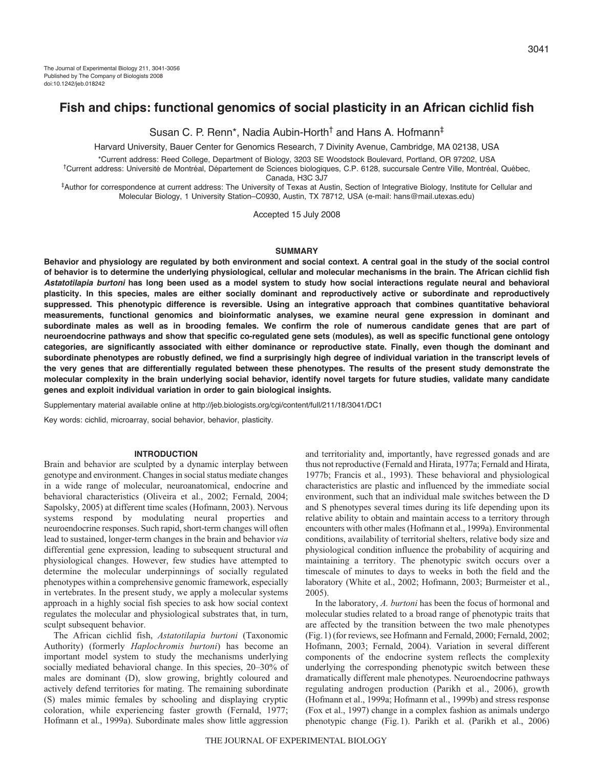The Journal of Experimental Biology 211, 3041-3056
Published by The Company of Biologists 2008
doi:10.1242/jeb.018242

# Fish and chips: functional genomics of social plasticity in an African cichlid fish

Susan C. P. Renn*, Nadia Aubin-Horth† and Hans A. Hofmann‡

Harvard University, Bauer Center for Genomics Research, 7 Divinity Avenue, Cambridge, MA 02138, USA

*Current address: Reed College, Department of Biology, 3203 SE Woodstock Boulevard, Portland, OR 97202, USA
†Current address: Université de Montréal, Département de Sciences biologiques, C.P. 6128, succursale Centre Ville, Montréal, Québec, Canada, H3C 3J7
‡Author for correspondence at current address: The University of Texas at Austin, Section of Integrative Biology, Institute for Cellular and Molecular Biology, 1 University Station–C0930, Austin, TX 78712, USA (e-mail: hans@mail.utexas.edu)

Accepted 15 July 2008

## SUMMARY

**Behavior and physiology are regulated by both environment and social context. A central goal in the study of the social control of behavior is to determine the underlying physiological, cellular and molecular mechanisms in the brain. The African cichlid fish *Astatotilapia burtoni* has long been used as a model system to study how social interactions regulate neural and behavioral plasticity. In this species, males are either socially dominant and reproductively active or subordinate and reproductively suppressed. This phenotypic difference is reversible. Using an integrative approach that combines quantitative behavioral measurements, functional genomics and bioinformatic analyses, we examine neural gene expression in dominant and subordinate males as well as in brooding females. We confirm the role of numerous candidate genes that are part of neuroendocrine pathways and show that specific co-regulated gene sets (modules), as well as specific functional gene ontology categories, are significantly associated with either dominance or reproductive state. Finally, even though the dominant and subordinate phenotypes are robustly defined, we find a surprisingly high degree of individual variation in the transcript levels of the very genes that are differentially regulated between these phenotypes. The results of the present study demonstrate the molecular complexity in the brain underlying social behavior, identify novel targets for future studies, validate many candidate genes and exploit individual variation in order to gain biological insights.**

Supplementary material available online at http://jeb.biologists.org/cgi/content/full/211/18/3041/DC1

Key words: cichlid, microarray, social behavior, behavior, plasticity.

## INTRODUCTION

Brain and behavior are sculpted by a dynamic interplay between genotype and environment. Changes in social status mediate changes in a wide range of molecular, neuroanatomical, endocrine and behavioral characteristics (Oliveira et al., 2002; Fernald, 2004; Sapolsky, 2005) at different time scales (Hofmann, 2003). Nervous systems respond by modulating neural properties and neuroendocrine responses. Such rapid, short-term changes will often lead to sustained, longer-term changes in the brain and behavior *via* differential gene expression, leading to subsequent structural and physiological changes. However, few studies have attempted to determine the molecular underpinnings of socially regulated phenotypes within a comprehensive genomic framework, especially in vertebrates. In the present study, we apply a molecular systems approach in a highly social fish species to ask how social context regulates the molecular and physiological substrates that, in turn, sculpt subsequent behavior.

The African cichlid fish, *Astatotilapia burtoni* (Taxonomic Authority) (formerly *Haplochromis burtoni*) has become an important model system to study the mechanisms underlying socially mediated behavioral change. In this species, 20–30% of males are dominant (D), slow growing, brightly coloured and actively defend territories for mating. The remaining subordinate (S) males mimic females by schooling and displaying cryptic coloration, while experiencing faster growth (Fernald, 1977; Hofmann et al., 1999a). Subordinate males show little aggression and territoriality and, importantly, have regressed gonads and are thus not reproductive (Fernald and Hirata, 1977a; Fernald and Hirata, 1977b; Francis et al., 1993). These behavioral and physiological characteristics are plastic and influenced by the immediate social environment, such that an individual male switches between the D and S phenotypes several times during its life depending upon its relative ability to obtain and maintain access to a territory through encounters with other males (Hofmann et al., 1999a). Environmental conditions, availability of territorial shelters, relative body size and physiological condition influence the probability of acquiring and maintaining a territory. The phenotypic switch occurs over a timescale of minutes to days to weeks in both the field and the laboratory (White et al., 2002; Hofmann, 2003; Burmeister et al., 2005).

In the laboratory, *A. burtoni* has been the focus of hormonal and molecular studies related to a broad range of phenotypic traits that are affected by the transition between the two male phenotypes (Fig. 1) (for reviews, see Hofmann and Fernald, 2000; Fernald, 2002; Hofmann, 2003; Fernald, 2004). Variation in several different components of the endocrine system reflects the complexity underlying the corresponding phenotypic switch between these dramatically different male phenotypes. Neuroendocrine pathways regulating androgen production (Parikh et al., 2006), growth (Hofmann et al., 1999a; Hofmann et al., 1999b) and stress response (Fox et al., 1997) change in a complex fashion as animals undergo phenotypic change (Fig. 1). Parikh et al. (Parikh et al., 2006)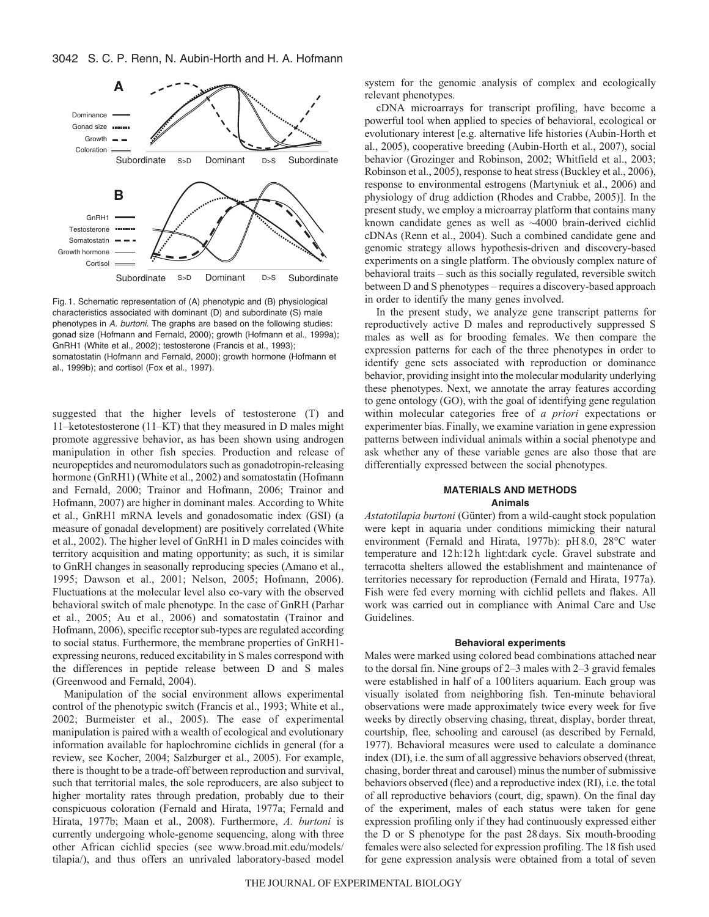Fig. 1. Schematic representation of (A) phenotypic and (B) physiological characteristics associated with dominant (D) and subordinate (S) male phenotypes in *A. burtoni*. The graphs are based on the following studies: gonad size (Hofmann and Fernald, 2000); growth (Hofmann et al., 1999a); GnRH1 (White et al., 2002); testosterone (Francis et al., 1993); somatostatin (Hofmann and Fernald, 2000); growth hormone (Hofmann et al., 1999b); and cortisol (Fox et al., 1997).

suggested that the higher levels of testosterone (T) and 11–ketotestosterone (11–KT) that they measured in D males might promote aggressive behavior, as has been shown using androgen manipulation in other fish species. Production and release of neuropeptides and neuromodulators such as gonadotropin-releasing hormone (GnRH1) (White et al., 2002) and somatostatin (Hofmann and Fernald, 2000; Trainor and Hofmann, 2006; Trainor and Hofmann, 2007) are higher in dominant males. According to White et al., GnRH1 mRNA levels and gonadosomatic index (GSI) (a measure of gonadal development) are positively correlated (White et al., 2002). The higher level of GnRH1 in D males coincides with territory acquisition and mating opportunity; as such, it is similar to GnRH changes in seasonally reproducing species (Amano et al., 1995; Dawson et al., 2001; Nelson, 2005; Hofmann, 2006). Fluctuations at the molecular level also co-vary with the observed behavioral switch of male phenotype. In the case of GnRH (Parhar et al., 2005; Au et al., 2006) and somatostatin (Trainor and Hofmann, 2006), specific receptor sub-types are regulated according to social status. Furthermore, the membrane properties of GnRH1-expressing neurons, reduced excitability in S males correspond with the differences in peptide release between D and S males (Greenwood and Fernald, 2004).

Manipulation of the social environment allows experimental control of the phenotypic switch (Francis et al., 1993; White et al., 2002; Burmeister et al., 2005). The ease of experimental manipulation is paired with a wealth of ecological and evolutionary information available for haplochromine cichlids in general (for a review, see Kocher, 2004; Salzburger et al., 2005). For example, there is thought to be a trade-off between reproduction and survival, such that territorial males, the sole reproducers, are also subject to higher mortality rates through predation, probably due to their conspicuous coloration (Fernald and Hirata, 1977a; Fernald and Hirata, 1977b; Maan et al., 2008). Furthermore, *A. burtoni* is currently undergoing whole-genome sequencing, along with three other African cichlid species (see www.broad.mit.edu/models/tilapia/), and thus offers an unrivaled laboratory-based model system for the genomic analysis of complex and ecologically relevant phenotypes.

cDNA microarrays for transcript profiling, have become a powerful tool when applied to species of behavioral, ecological or evolutionary interest [e.g. alternative life histories (Aubin-Horth et al., 2005), cooperative breeding (Aubin-Horth et al., 2007), social behavior (Grozinger and Robinson, 2002; Whitfield et al., 2003; Robinson et al., 2005), response to heat stress (Buckley et al., 2006), response to environmental estrogens (Martyniuk et al., 2006) and physiology of drug addiction (Rhodes and Crabbe, 2005)]. In the present study, we employ a microarray platform that contains many known candidate genes as well as ~4000 brain-derived cichlid cDNAs (Renn et al., 2004). Such a combined candidate gene and genomic strategy allows hypothesis-driven and discovery-based experiments on a single platform. The obviously complex nature of behavioral traits – such as this socially regulated, reversible switch between D and S phenotypes – requires a discovery-based approach in order to identify the many genes involved.

In the present study, we analyze gene transcript patterns for reproductively active D males and reproductively suppressed S males as well as for brooding females. We then compare the expression patterns for each of the three phenotypes in order to identify gene sets associated with reproduction or dominance behavior, providing insight into the molecular modularity underlying these phenotypes. Next, we annotate the array features according to gene ontology (GO), with the goal of identifying gene regulation within molecular categories free of *a priori* expectations or experimenter bias. Finally, we examine variation in gene expression patterns between individual animals within a social phenotype and ask whether any of these variable genes are also those that are differentially expressed between the social phenotypes.

## MATERIALS AND METHODS

### Animals

*Astatotilapia burtoni* (Günter) from a wild-caught stock population were kept in aquaria under conditions mimicking their natural environment (Fernald and Hirata, 1977b): pH 8.0, 28°C water temperature and 12 h:12 h light:dark cycle. Gravel substrate and terracotta shelters allowed the establishment and maintenance of territories necessary for reproduction (Fernald and Hirata, 1977a). Fish were fed every morning with cichlid pellets and flakes. All work was carried out in compliance with Animal Care and Use Guidelines.

### Behavioral experiments

Males were marked using colored bead combinations attached near to the dorsal fin. Nine groups of 2–3 males with 2–3 gravid females were established in half of a 100 liters aquarium. Each group was visually isolated from neighboring fish. Ten-minute behavioral observations were made approximately twice every week for five weeks by directly observing chasing, threat, display, border threat, courtship, flee, schooling and carousel (as described by Fernald, 1977). Behavioral measures were used to calculate a dominance index (DI), i.e. the sum of all aggressive behaviors observed (threat, chasing, border threat and carousel) minus the number of submissive behaviors observed (flee) and a reproductive index (RI), i.e. the total of all reproductive behaviors (court, dig, spawn). On the final day of the experiment, males of each status were taken for gene expression profiling only if they had continuously expressed either the D or S phenotype for the past 28 days. Six mouth-brooding females were also selected for expression profiling. The 18 fish used for gene expression analysis were obtained from a total of seven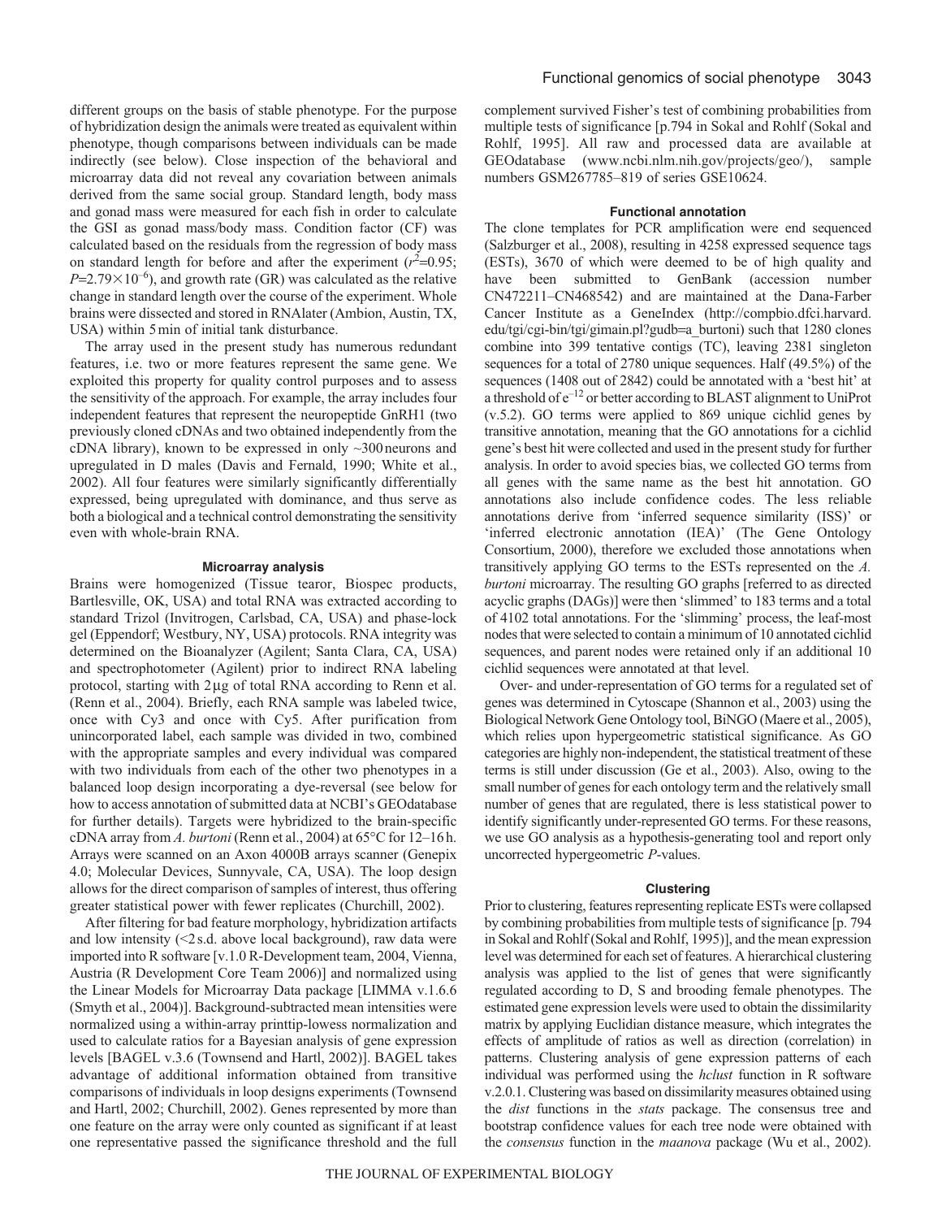different groups on the basis of stable phenotype. For the purpose of hybridization design the animals were treated as equivalent within phenotype, though comparisons between individuals can be made indirectly (see below). Close inspection of the behavioral and microarray data did not reveal any covariation between animals derived from the same social group. Standard length, body mass and gonad mass were measured for each fish in order to calculate the GSI as gonad mass/body mass. Condition factor (CF) was calculated based on the residuals from the regression of body mass on standard length for before and after the experiment ($r^2$=0.95; $P$=2.79×10$^{-6}$), and growth rate (GR) was calculated as the relative change in standard length over the course of the experiment. Whole brains were dissected and stored in RNAlater (Ambion, Austin, TX, USA) within 5 min of initial tank disturbance.

The array used in the present study has numerous redundant features, i.e. two or more features represent the same gene. We exploited this property for quality control purposes and to assess the sensitivity of the approach. For example, the array includes four independent features that represent the neuropeptide GnRH1 (two previously cloned cDNAs and two obtained independently from the cDNA library), known to be expressed in only ~300 neurons and upregulated in D males (Davis and Fernald, 1990; White et al., 2002). All four features were similarly significantly differentially expressed, being upregulated with dominance, and thus serve as both a biological and a technical control demonstrating the sensitivity even with whole-brain RNA.

### Microarray analysis

Brains were homogenized (Tissue tearor, Biospec products, Bartlesville, OK, USA) and total RNA was extracted according to standard Trizol (Invitrogen, Carlsbad, CA, USA) and phase-lock gel (Eppendorf; Westbury, NY, USA) protocols. RNA integrity was determined on the Bioanalyzer (Agilent; Santa Clara, CA, USA) and spectrophotometer (Agilent) prior to indirect RNA labeling protocol, starting with 2 μg of total RNA according to Renn et al. (Renn et al., 2004). Briefly, each RNA sample was labeled twice, once with Cy3 and once with Cy5. After purification from unincorporated label, each sample was divided in two, combined with the appropriate samples and every individual was compared with two individuals from each of the other two phenotypes in a balanced loop design incorporating a dye-reversal (see below for how to access annotation of submitted data at NCBI's GEOdatabase for further details). Targets were hybridized to the brain-specific cDNA array from *A. burtoni* (Renn et al., 2004) at 65°C for 12–16 h. Arrays were scanned on an Axon 4000B arrays scanner (Genepix 4.0; Molecular Devices, Sunnyvale, CA, USA). The loop design allows for the direct comparison of samples of interest, thus offering greater statistical power with fewer replicates (Churchill, 2002).

After filtering for bad feature morphology, hybridization artifacts and low intensity (<2 s.d. above local background), raw data were imported into R software [v.1.0 R-Development team, 2004, Vienna, Austria (R Development Core Team 2006)] and normalized using the Linear Models for Microarray Data package [LIMMA v.1.6.6 (Smyth et al., 2004)]. Background-subtracted mean intensities were normalized using a within-array printtip-lowess normalization and used to calculate ratios for a Bayesian analysis of gene expression levels [BAGEL v.3.6 (Townsend and Hartl, 2002)]. BAGEL takes advantage of additional information obtained from transitive comparisons of individuals in loop designs experiments (Townsend and Hartl, 2002; Churchill, 2002). Genes represented by more than one feature on the array were only counted as significant if at least one representative passed the significance threshold and the full complement survived Fisher's test of combining probabilities from multiple tests of significance [p.794 in Sokal and Rohlf (Sokal and Rohlf, 1995)]. All raw and processed data are available at GEOdatabase (www.ncbi.nlm.nih.gov/projects/geo/), sample numbers GSM267785–819 of series GSE10624.

### Functional annotation

The clone templates for PCR amplification were end sequenced (Salzburger et al., 2008), resulting in 4258 expressed sequence tags (ESTs), 3670 of which were deemed to be of high quality and have been submitted to GenBank (accession number CN472211–CN468542) and are maintained at the Dana-Farber Cancer Institute as a GeneIndex (http://compbio.dfci.harvard.edu/tgi/cgi-bin/tgi/gimain.pl?gudb=a_burtoni) such that 1280 clones combine into 399 tentative contigs (TC), leaving 2381 singleton sequences for a total of 2780 unique sequences. Half (49.5%) of the sequences (1408 out of 2842) could be annotated with a 'best hit' at a threshold of e$^{-12}$ or better according to BLAST alignment to UniProt (v.5.2). GO terms were applied to 869 unique cichlid genes by transitive annotation, meaning that the GO annotations for a cichlid gene's best hit were collected and used in the present study for further analysis. In order to avoid species bias, we collected GO terms from all genes with the same name as the best hit annotation. GO annotations also include confidence codes. The less reliable annotations derive from 'inferred sequence similarity (ISS)' or 'inferred electronic annotation (IEA)' (The Gene Ontology Consortium, 2000), therefore we excluded those annotations when transitively applying GO terms to the ESTs represented on the *A. burtoni* microarray. The resulting GO graphs [referred to as directed acyclic graphs (DAGs)] were then 'slimmed' to 183 terms and a total of 4102 total annotations. For the 'slimming' process, the leaf-most nodes that were selected to contain a minimum of 10 annotated cichlid sequences, and parent nodes were retained only if an additional 10 cichlid sequences were annotated at that level.

Over- and under-representation of GO terms for a regulated set of genes was determined in Cytoscape (Shannon et al., 2003) using the Biological Network Gene Ontology tool, BiNGO (Maere et al., 2005), which relies upon hypergeometric statistical significance. As GO categories are highly non-independent, the statistical treatment of these terms is still under discussion (Ge et al., 2003). Also, owing to the small number of genes for each ontology term and the relatively small number of genes that are regulated, there is less statistical power to identify significantly under-represented GO terms. For these reasons, we use GO analysis as a hypothesis-generating tool and report only uncorrected hypergeometric *P*-values.

### Clustering

Prior to clustering, features representing replicate ESTs were collapsed by combining probabilities from multiple tests of significance [p. 794 in Sokal and Rohlf (Sokal and Rohlf, 1995)], and the mean expression level was determined for each set of features. A hierarchical clustering analysis was applied to the list of genes that were significantly regulated according to D, S and brooding female phenotypes. The estimated gene expression levels were used to obtain the dissimilarity matrix by applying Euclidian distance measure, which integrates the effects of amplitude of ratios as well as direction (correlation) in patterns. Clustering analysis of gene expression patterns of each individual was performed using the *hclust* function in R software v.2.0.1. Clustering was based on dissimilarity measures obtained using the *dist* functions in the *stats* package. The consensus tree and bootstrap confidence values for each tree node were obtained with the *consensus* function in the *maanova* package (Wu et al., 2002).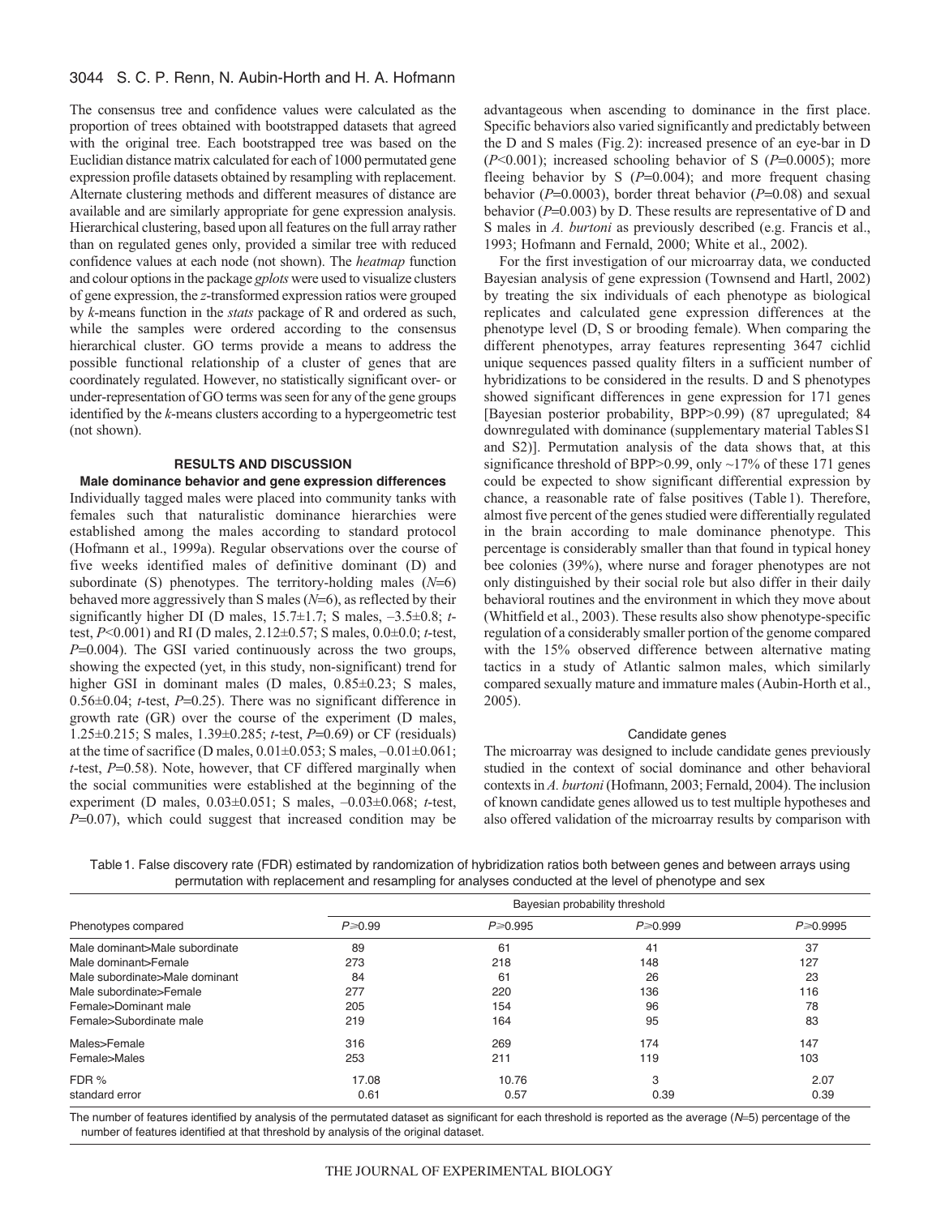The consensus tree and confidence values were calculated as the proportion of trees obtained with bootstrapped datasets that agreed with the original tree. Each bootstrapped tree was based on the Euclidian distance matrix calculated for each of 1000 permutated gene expression profile datasets obtained by resampling with replacement. Alternate clustering methods and different measures of distance are available and are similarly appropriate for gene expression analysis. Hierarchical clustering, based upon all features on the full array rather than on regulated genes only, provided a similar tree with reduced confidence values at each node (not shown). The *heatmap* function and colour options in the package *gplots* were used to visualize clusters of gene expression, the *z*-transformed expression ratios were grouped by *k*-means function in the *stats* package of R and ordered as such, while the samples were ordered according to the consensus hierarchical cluster. GO terms provide a means to address the possible functional relationship of a cluster of genes that are coordinately regulated. However, no statistically significant over- or under-representation of GO terms was seen for any of the gene groups identified by the *k*-means clusters according to a hypergeometric test (not shown).

## RESULTS AND DISCUSSION

### Male dominance behavior and gene expression differences

Individually tagged males were placed into community tanks with females such that naturalistic dominance hierarchies were established among the males according to standard protocol (Hofmann et al., 1999a). Regular observations over the course of five weeks identified males of definitive dominant (D) and subordinate (S) phenotypes. The territory-holding males ($N$=6) behaved more aggressively than S males ($N$=6), as reflected by their significantly higher DI (D males, 15.7±1.7; S males, –3.5±0.8; *t*-test, $P$<0.001) and RI (D males, 2.12±0.57; S males, 0.0±0.0; *t*-test, $P$=0.004). The GSI varied continuously across the two groups, showing the expected (yet, in this study, non-significant) trend for higher GSI in dominant males (D males, 0.85±0.23; S males, 0.56±0.04; *t*-test, $P$=0.25). There was no significant difference in growth rate (GR) over the course of the experiment (D males, 1.25±0.215; S males, 1.39±0.285; *t*-test, $P$=0.69) or CF (residuals) at the time of sacrifice (D males, 0.01±0.053; S males, –0.01±0.061; *t*-test, $P$=0.58). Note, however, that CF differed marginally when the social communities were established at the beginning of the experiment (D males, 0.03±0.051; S males, –0.03±0.068; *t*-test, $P$=0.07), which could suggest that increased condition may be advantageous when ascending to dominance in the first place. Specific behaviors also varied significantly and predictably between the D and S males (Fig. 2): increased presence of an eye-bar in D ($P$<0.001); increased schooling behavior of S ($P$=0.0005); more fleeing behavior by S ($P$=0.004); and more frequent chasing behavior ($P$=0.0003), border threat behavior ($P$=0.08) and sexual behavior ($P$=0.003) by D. These results are representative of D and S males in *A. burtoni* as previously described (e.g. Francis et al., 1993; Hofmann and Fernald, 2000; White et al., 2002).

For the first investigation of our microarray data, we conducted Bayesian analysis of gene expression (Townsend and Hartl, 2002) by treating the six individuals of each phenotype as biological replicates and calculated gene expression differences at the phenotype level (D, S or brooding female). When comparing the different phenotypes, array features representing 3647 cichlid unique sequences passed quality filters in a sufficient number of hybridizations to be considered in the results. D and S phenotypes showed significant differences in gene expression for 171 genes [Bayesian posterior probability, BPP>0.99) (87 upregulated; 84 downregulated with dominance (supplementary material Tables S1 and S2)]. Permutation analysis of the data shows that, at this significance threshold of BPP>0.99, only ~17% of these 171 genes could be expected to show significant differential expression by chance, a reasonable rate of false positives (Table 1). Therefore, almost five percent of the genes studied were differentially regulated in the brain according to male dominance phenotype. This percentage is considerably smaller than that found in typical honey bee colonies (39%), where nurse and forager phenotypes are not only distinguished by their social role but also differ in their daily behavioral routines and the environment in which they move about (Whitfield et al., 2003). These results also show phenotype-specific regulation of a considerably smaller portion of the genome compared with the 15% observed difference between alternative mating tactics in a study of Atlantic salmon males, which similarly compared sexually mature and immature males (Aubin-Horth et al., 2005).

#### Candidate genes

The microarray was designed to include candidate genes previously studied in the context of social dominance and other behavioral contexts in *A. burtoni* (Hofmann, 2003; Fernald, 2004). The inclusion of known candidate genes allowed us to test multiple hypotheses and also offered validation of the microarray results by comparison with

Table 1. False discovery rate (FDR) estimated by randomization of hybridization ratios both between genes and between arrays using permutation with replacement and resampling for analyses conducted at the level of phenotype and sex

| Phenotypes compared | Bayesian probability threshold | | | |
|---|---|---|---|---|
| | $P$⩾0.99 | $P$⩾0.995 | $P$⩾0.999 | $P$⩾0.9995 |
| Male dominant>Male subordinate | 89 | 61 | 41 | 37 |
| Male dominant>Female | 273 | 218 | 148 | 127 |
| Male subordinate>Male dominant | 84 | 61 | 26 | 23 |
| Male subordinate>Female | 277 | 220 | 136 | 116 |
| Female>Dominant male | 205 | 154 | 96 | 78 |
| Female>Subordinate male | 219 | 164 | 95 | 83 |
| Males>Female | 316 | 269 | 174 | 147 |
| Female>Males | 253 | 211 | 119 | 103 |
| FDR % | 17.08 | 10.76 | 3 | 2.07 |
| standard error | 0.61 | 0.57 | 0.39 | 0.39 |

The number of features identified by analysis of the permutated dataset as significant for each threshold is reported as the average ($N$=5) percentage of the number of features identified at that threshold by analysis of the original dataset.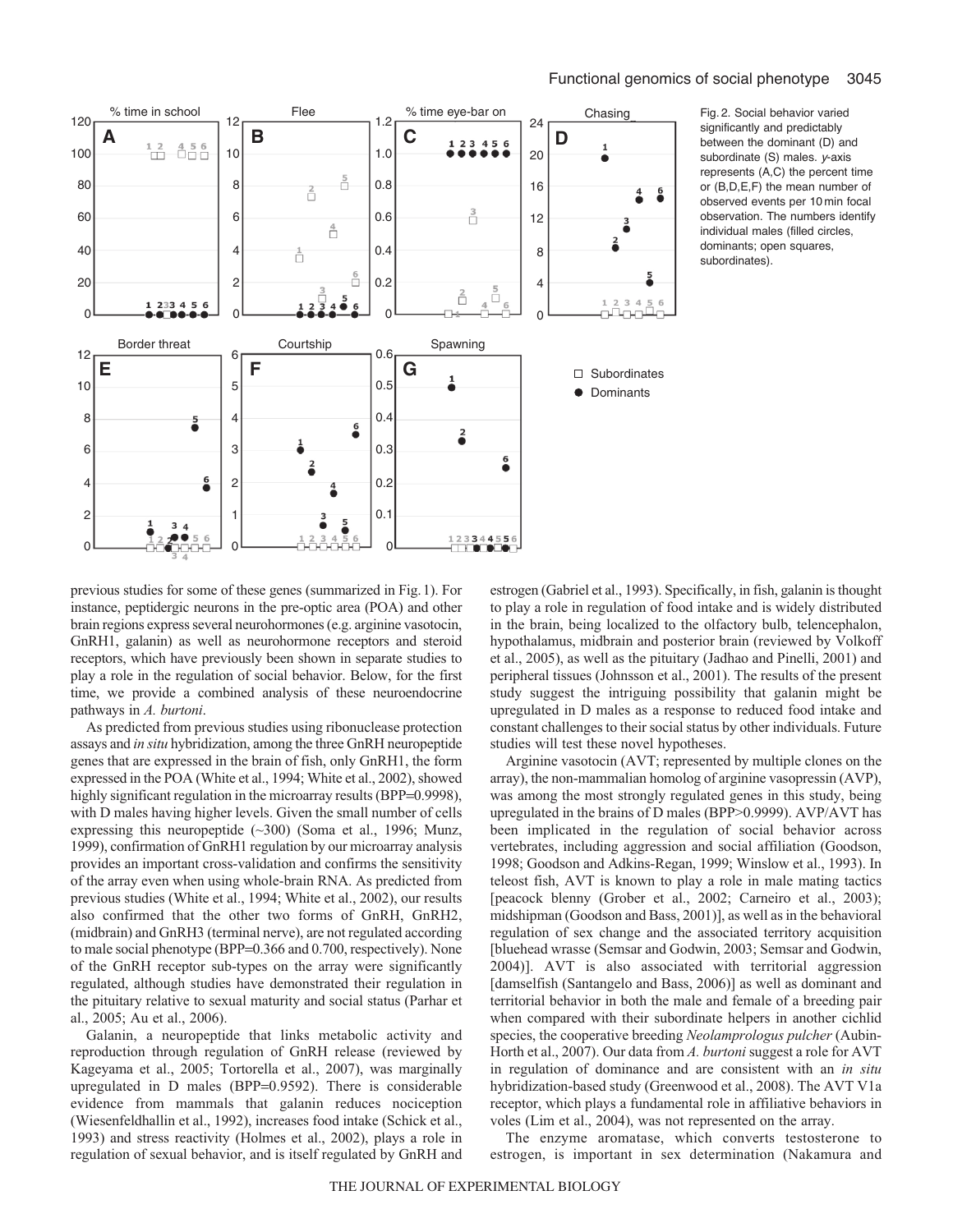Fig. 2. Social behavior varied significantly and predictably between the dominant (D) and subordinate (S) males. *y*-axis represents (A,C) the percent time or (B,D,E,F) the mean number of observed events per 10 min focal observation. The numbers identify individual males (filled circles, dominants; open squares, subordinates).

previous studies for some of these genes (summarized in Fig. 1). For instance, peptidergic neurons in the pre-optic area (POA) and other brain regions express several neurohormones (e.g. arginine vasotocin, GnRH1, galanin) as well as neurohormone receptors and steroid receptors, which have previously been shown in separate studies to play a role in the regulation of social behavior. Below, for the first time, we provide a combined analysis of these neuroendocrine pathways in *A. burtoni*.

As predicted from previous studies using ribonuclease protection assays and *in situ* hybridization, among the three GnRH neuropeptide genes that are expressed in the brain of fish, only GnRH1, the form expressed in the POA (White et al., 1994; White et al., 2002), showed highly significant regulation in the microarray results (BPP=0.9998), with D males having higher levels. Given the small number of cells expressing this neuropeptide (~300) (Soma et al., 1996; Munz, 1999), confirmation of GnRH1 regulation by our microarray analysis provides an important cross-validation and confirms the sensitivity of the array even when using whole-brain RNA. As predicted from previous studies (White et al., 1994; White et al., 2002), our results also confirmed that the other two forms of GnRH, GnRH2, (midbrain) and GnRH3 (terminal nerve), are not regulated according to male social phenotype (BPP=0.366 and 0.700, respectively). None of the GnRH receptor sub-types on the array were significantly regulated, although studies have demonstrated their regulation in the pituitary relative to sexual maturity and social status (Parhar et al., 2005; Au et al., 2006).

Galanin, a neuropeptide that links metabolic activity and reproduction through regulation of GnRH release (reviewed by Kageyama et al., 2005; Tortorella et al., 2007), was marginally upregulated in D males (BPP=0.9592). There is considerable evidence from mammals that galanin reduces nociception (Wiesenfeldhallin et al., 1992), increases food intake (Schick et al., 1993) and stress reactivity (Holmes et al., 2002), plays a role in regulation of sexual behavior, and is itself regulated by GnRH and estrogen (Gabriel et al., 1993). Specifically, in fish, galanin is thought to play a role in regulation of food intake and is widely distributed in the brain, being localized to the olfactory bulb, telencephalon, hypothalamus, midbrain and posterior brain (reviewed by Volkoff et al., 2005), as well as the pituitary (Jadhao and Pinelli, 2001) and peripheral tissues (Johnsson et al., 2001). The results of the present study suggest the intriguing possibility that galanin might be upregulated in D males as a response to reduced food intake and constant challenges to their social status by other individuals. Future studies will test these novel hypotheses.

Arginine vasotocin (AVT; represented by multiple clones on the array), the non-mammalian homolog of arginine vasopressin (AVP), was among the most strongly regulated genes in this study, being upregulated in the brains of D males (BPP>0.9999). AVP/AVT has been implicated in the regulation of social behavior across vertebrates, including aggression and social affiliation (Goodson, 1998; Goodson and Adkins-Regan, 1999; Winslow et al., 1993). In teleost fish, AVT is known to play a role in male mating tactics [peacock blenny (Grober et al., 2002; Carneiro et al., 2003); midshipman (Goodson and Bass, 2001)], as well as in the behavioral regulation of sex change and the associated territory acquisition [bluehead wrasse (Semsar and Godwin, 2003; Semsar and Godwin, 2004)]. AVT is also associated with territorial aggression [damselfish (Santangelo and Bass, 2006)] as well as dominant and territorial behavior in both the male and female of a breeding pair when compared with their subordinate helpers in another cichlid species, the cooperative breeding *Neolamprologus pulcher* (Aubin-Horth et al., 2007). Our data from *A. burtoni* suggest a role for AVT in regulation of dominance and are consistent with an *in situ* hybridization-based study (Greenwood et al., 2008). The AVT V1a receptor, which plays a fundamental role in affiliative behaviors in voles (Lim et al., 2004), was not represented on the array.

The enzyme aromatase, which converts testosterone to estrogen, is important in sex determination (Nakamura and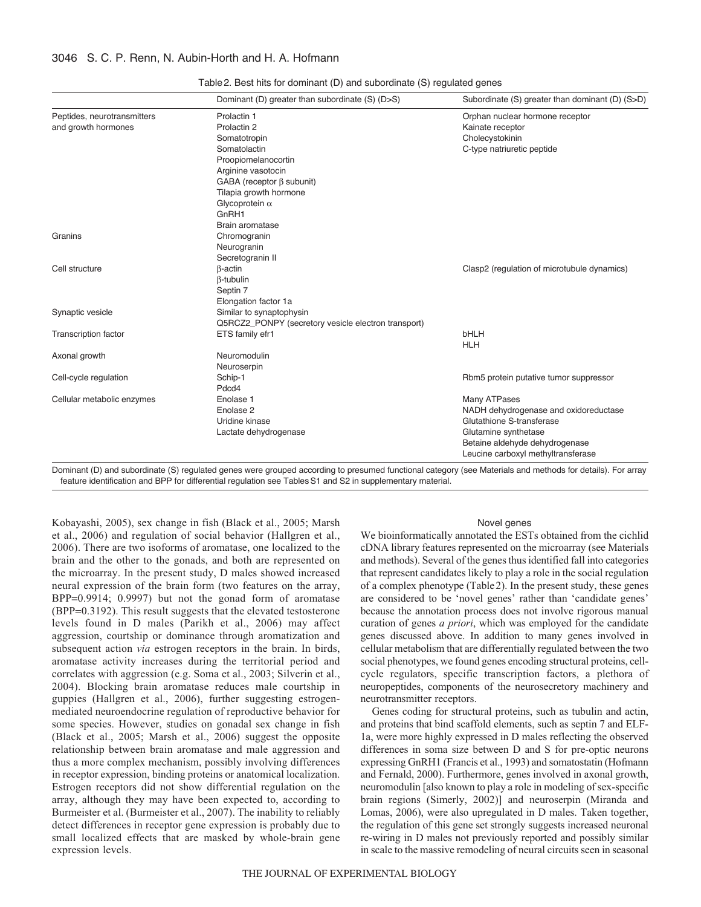Table 2. Best hits for dominant (D) and subordinate (S) regulated genes

| | Dominant (D) greater than subordinate (S) (D>S) | Subordinate (S) greater than dominant (D) (S>D) |
|---|---|---|
| Peptides, neurotransmitters and growth hormones | Prolactin 1 | Orphan nuclear hormone receptor |
| | Prolactin 2 | Kainate receptor |
| | Somatotropin | Cholecystokinin |
| | Somatolactin | C-type natriuretic peptide |
| | Proopiomelanocortin | |
| | Arginine vasotocin | |
| | GABA (receptor β subunit) | |
| | Tilapia growth hormone | |
| | Glycoprotein α | |
| | GnRH1 | |
| | Brain aromatase | |
| Granins | Chromogranin | |
| | Neurogranin | |
| | Secretogranin II | |
| Cell structure | β-actin | Clasp2 (regulation of microtubule dynamics) |
| | β-tubulin | |
| | Septin 7 | |
| | Elongation factor 1a | |
| Synaptic vesicle | Similar to synaptophysin | |
| | Q5RCZ2_PONPY (secretory vesicle electron transport) | |
| Transcription factor | ETS family efr1 | bHLH |
| | | HLH |
| Axonal growth | Neuromodulin | |
| | Neuroserpin | |
| Cell-cycle regulation | Schip-1 | Rbm5 protein putative tumor suppressor |
| | Pdcd4 | |
| Cellular metabolic enzymes | Enolase 1 | Many ATPases |
| | Enolase 2 | NADH dehydrogenase and oxidoreductase |
| | Uridine kinase | Glutathione S-transferase |
| | Lactate dehydrogenase | Glutamine synthetase |
| | | Betaine aldehyde dehydrogenase |
| | | Leucine carboxyl methyltransferase |

Dominant (D) and subordinate (S) regulated genes were grouped according to presumed functional category (see Materials and methods for details). For array feature identification and BPP for differential regulation see Tables S1 and S2 in supplementary material.

Kobayashi, 2005), sex change in fish (Black et al., 2005; Marsh et al., 2006) and regulation of social behavior (Hallgren et al., 2006). There are two isoforms of aromatase, one localized to the brain and the other to the gonads, and both are represented on the microarray. In the present study, D males showed increased neural expression of the brain form (two features on the array, BPP=0.9914; 0.9997) but not the gonad form of aromatase (BPP=0.3192). This result suggests that the elevated testosterone levels found in D males (Parikh et al., 2006) may affect aggression, courtship or dominance through aromatization and subsequent action *via* estrogen receptors in the brain. In birds, aromatase activity increases during the territorial period and correlates with aggression (e.g. Soma et al., 2003; Silverin et al., 2004). Blocking brain aromatase reduces male courtship in guppies (Hallgren et al., 2006), further suggesting estrogen-mediated neuroendocrine regulation of reproductive behavior for some species. However, studies on gonadal sex change in fish (Black et al., 2005; Marsh et al., 2006) suggest the opposite relationship between brain aromatase and male aggression and thus a more complex mechanism, possibly involving differences in receptor expression, binding proteins or anatomical localization. Estrogen receptors did not show differential regulation on the array, although they may have been expected to, according to Burmeister et al. (Burmeister et al., 2007). The inability to reliably detect differences in receptor gene expression is probably due to small localized effects that are masked by whole-brain gene expression levels.

### Novel genes

We bioinformatically annotated the ESTs obtained from the cichlid cDNA library features represented on the microarray (see Materials and methods). Several of the genes thus identified fall into categories that represent candidates likely to play a role in the social regulation of a complex phenotype (Table 2). In the present study, these genes are considered to be 'novel genes' rather than 'candidate genes' because the annotation process does not involve rigorous manual curation of genes *a priori*, which was employed for the candidate genes discussed above. In addition to many genes involved in cellular metabolism that are differentially regulated between the two social phenotypes, we found genes encoding structural proteins, cell-cycle regulators, specific transcription factors, a plethora of neuropeptides, components of the neurosecretory machinery and neurotransmitter receptors.

Genes coding for structural proteins, such as tubulin and actin, and proteins that bind scaffold elements, such as septin 7 and ELF-1a, were more highly expressed in D males reflecting the observed differences in soma size between D and S for pre-optic neurons expressing GnRH1 (Francis et al., 1993) and somatostatin (Hofmann and Fernald, 2000). Furthermore, genes involved in axonal growth, neuromodulin [also known to play a role in modeling of sex-specific brain regions (Simerly, 2002)] and neuroserpin (Miranda and Lomas, 2006), were also upregulated in D males. Taken together, the regulation of this gene set strongly suggests increased neuronal re-wiring in D males not previously reported and possibly similar in scale to the massive remodeling of neural circuits seen in seasonal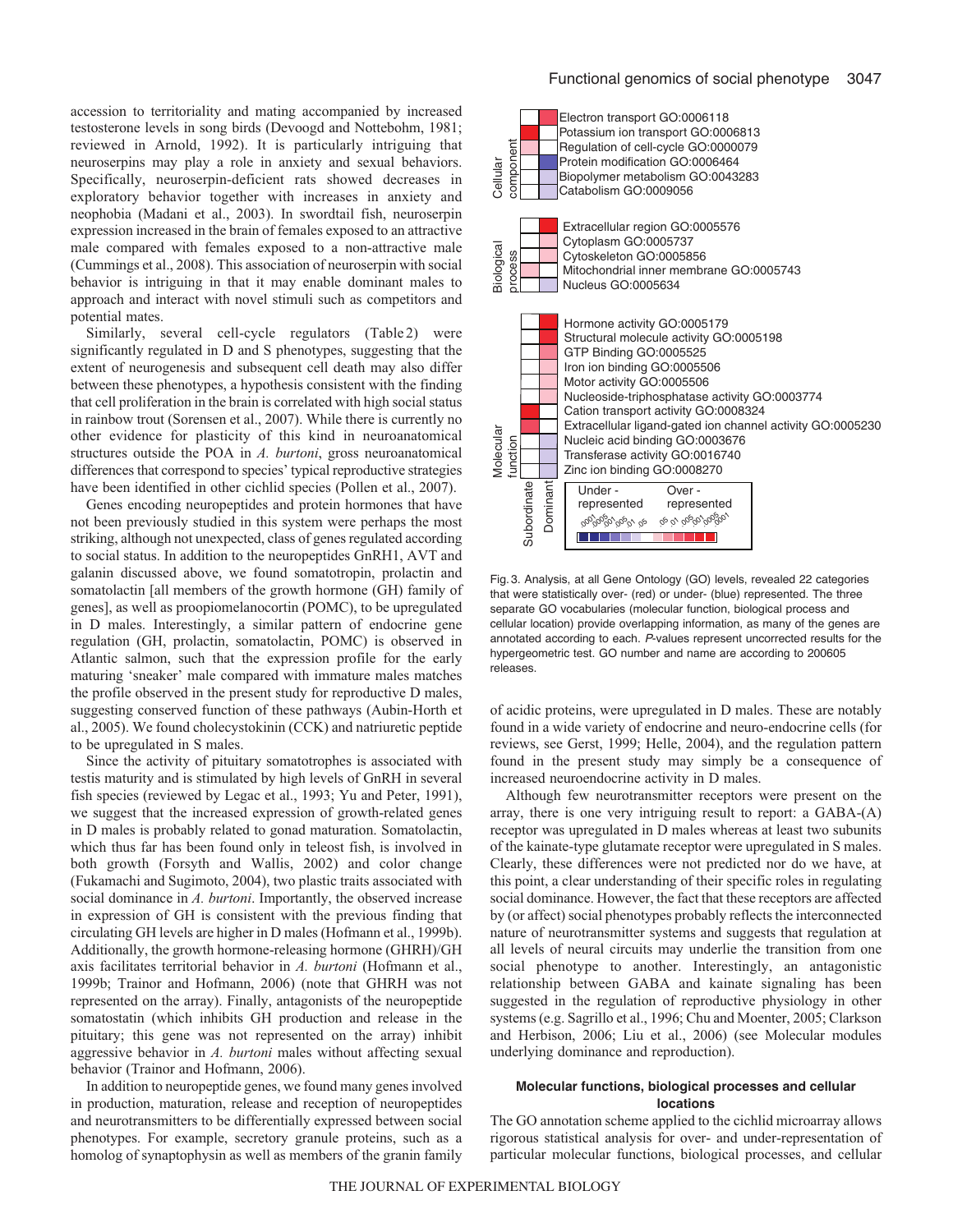accession to territoriality and mating accompanied by increased testosterone levels in song birds (Devoogd and Nottebohm, 1981; reviewed in Arnold, 1992). It is particularly intriguing that neuroserpins may play a role in anxiety and sexual behaviors. Specifically, neuroserpin-deficient rats showed decreases in exploratory behavior together with increases in anxiety and neophobia (Madani et al., 2003). In swordtail fish, neuroserpin expression increased in the brain of females exposed to an attractive male compared with females exposed to a non-attractive male (Cummings et al., 2008). This association of neuroserpin with social behavior is intriguing in that it may enable dominant males to approach and interact with novel stimuli such as competitors and potential mates.

Similarly, several cell-cycle regulators (Table 2) were significantly regulated in D and S phenotypes, suggesting that the extent of neurogenesis and subsequent cell death may also differ between these phenotypes, a hypothesis consistent with the finding that cell proliferation in the brain is correlated with high social status in rainbow trout (Sorensen et al., 2007). While there is currently no other evidence for plasticity of this kind in neuroanatomical structures outside the POA in *A. burtoni*, gross neuroanatomical differences that correspond to species' typical reproductive strategies have been identified in other cichlid species (Pollen et al., 2007).

Genes encoding neuropeptides and protein hormones that have not been previously studied in this system were perhaps the most striking, although not unexpected, class of genes regulated according to social status. In addition to the neuropeptides GnRH1, AVT and galanin discussed above, we found somatotropin, prolactin and somatolactin [all members of the growth hormone (GH) family of genes], as well as proopiomelanocortin (POMC), to be upregulated in D males. Interestingly, a similar pattern of endocrine gene regulation (GH, prolactin, somatolactin, POMC) is observed in Atlantic salmon, such that the expression profile for the early maturing 'sneaker' male compared with immature males matches the profile observed in the present study for reproductive D males, suggesting conserved function of these pathways (Aubin-Horth et al., 2005). We found cholecystokinin (CCK) and natriuretic peptide to be upregulated in S males.

Since the activity of pituitary somatotrophes is associated with testis maturity and is stimulated by high levels of GnRH in several fish species (reviewed by Legac et al., 1993; Yu and Peter, 1991), we suggest that the increased expression of growth-related genes in D males is probably related to gonad maturation. Somatolactin, which thus far has been found only in teleost fish, is involved in both growth (Forsyth and Wallis, 2002) and color change (Fukamachi and Sugimoto, 2004), two plastic traits associated with social dominance in *A. burtoni*. Importantly, the observed increase in expression of GH is consistent with the previous finding that circulating GH levels are higher in D males (Hofmann et al., 1999b). Additionally, the growth hormone-releasing hormone (GHRH)/GH axis facilitates territorial behavior in *A. burtoni* (Hofmann et al., 1999b; Trainor and Hofmann, 2006) (note that GHRH was not represented on the array). Finally, antagonists of the neuropeptide somatostatin (which inhibits GH production and release in the pituitary; this gene was not represented on the array) inhibit aggressive behavior in *A. burtoni* males without affecting sexual behavior (Trainor and Hofmann, 2006).

In addition to neuropeptide genes, we found many genes involved in production, maturation, release and reception of neuropeptides and neurotransmitters to be differentially expressed between social phenotypes. For example, secretory granule proteins, such as a homolog of synaptophysin as well as members of the granin family of acidic proteins, were upregulated in D males. These are notably found in a wide variety of endocrine and neuro-endocrine cells (for reviews, see Gerst, 1999; Helle, 2004), and the regulation pattern found in the present study may simply be a consequence of increased neuroendocrine activity in D males.

Although few neurotransmitter receptors were present on the array, there is one very intriguing result to report: a GABA-(A) receptor was upregulated in D males whereas at least two subunits of the kainate-type glutamate receptor were upregulated in S males. Clearly, these differences were not predicted nor do we have, at this point, a clear understanding of their specific roles in regulating social dominance. However, the fact that these receptors are affected by (or affect) social phenotypes probably reflects the interconnected nature of neurotransmitter systems and suggests that regulation at all levels of neural circuits may underlie the transition from one social phenotype to another. Interestingly, an antagonistic relationship between GABA and kainate signaling has been suggested in the regulation of reproductive physiology in other systems (e.g. Sagrillo et al., 1996; Chu and Moenter, 2005; Clarkson and Herbison, 2006; Liu et al., 2006) (see Molecular modules underlying dominance and reproduction).

Fig. 3. Analysis, at all Gene Ontology (GO) levels, revealed 22 categories that were statistically over- (red) or under- (blue) represented. The three separate GO vocabularies (molecular function, biological process and cellular location) provide overlapping information, as many of the genes are annotated according to each. *P*-values represent uncorrected results for the hypergeometric test. GO number and name are according to 200605 releases.

#### Molecular functions, biological processes and cellular locations

The GO annotation scheme applied to the cichlid microarray allows rigorous statistical analysis for over- and under-representation of particular molecular functions, biological processes, and cellular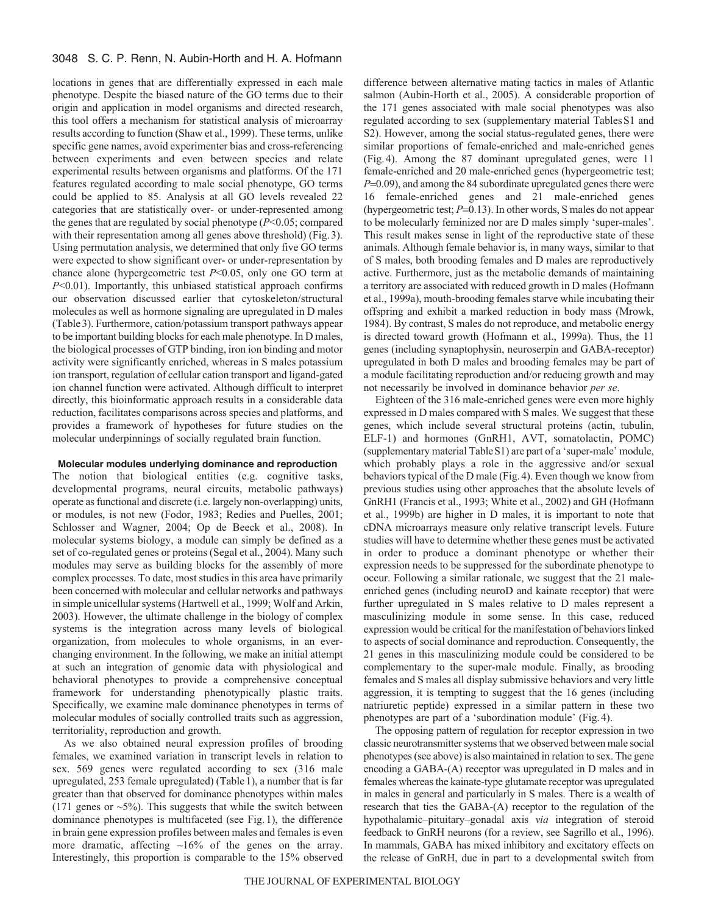locations in genes that are differentially expressed in each male phenotype. Despite the biased nature of the GO terms due to their origin and application in model organisms and directed research, this tool offers a mechanism for statistical analysis of microarray results according to function (Shaw et al., 1999). These terms, unlike specific gene names, avoid experimenter bias and cross-referencing between experiments and even between species and relate experimental results between organisms and platforms. Of the 171 features regulated according to male social phenotype, GO terms could be applied to 85. Analysis at all GO levels revealed 22 categories that are statistically over- or under-represented among the genes that are regulated by social phenotype ($P<0.05$; compared with their representation among all genes above threshold) (Fig. 3). Using permutation analysis, we determined that only five GO terms were expected to show significant over- or under-representation by chance alone (hypergeometric test $P<0.05$, only one GO term at $P<0.01$). Importantly, this unbiased statistical approach confirms our observation discussed earlier that cytoskeleton/structural molecules as well as hormone signaling are upregulated in D males (Table 3). Furthermore, cation/potassium transport pathways appear to be important building blocks for each male phenotype. In D males, the biological processes of GTP binding, iron ion binding and motor activity were significantly enriched, whereas in S males potassium ion transport, regulation of cellular cation transport and ligand-gated ion channel function were activated. Although difficult to interpret directly, this bioinformatic approach results in a considerable data reduction, facilitates comparisons across species and platforms, and provides a framework of hypotheses for future studies on the molecular underpinnings of socially regulated brain function.

### Molecular modules underlying dominance and reproduction

The notion that biological entities (e.g. cognitive tasks, developmental programs, neural circuits, metabolic pathways) operate as functional and discrete (i.e. largely non-overlapping) units, or modules, is not new (Fodor, 1983; Redies and Puelles, 2001; Schlosser and Wagner, 2004; Op de Beeck et al., 2008). In molecular systems biology, a module can simply be defined as a set of co-regulated genes or proteins (Segal et al., 2004). Many such modules may serve as building blocks for the assembly of more complex processes. To date, most studies in this area have primarily been concerned with molecular and cellular networks and pathways in simple unicellular systems (Hartwell et al., 1999; Wolf and Arkin, 2003). However, the ultimate challenge in the biology of complex systems is the integration across many levels of biological organization, from molecules to whole organisms, in an ever-changing environment. In the following, we make an initial attempt at such an integration of genomic data with physiological and behavioral phenotypes to provide a comprehensive conceptual framework for understanding phenotypically plastic traits. Specifically, we examine male dominance phenotypes in terms of molecular modules of socially controlled traits such as aggression, territoriality, reproduction and growth.

As we also obtained neural expression profiles of brooding females, we examined variation in transcript levels in relation to sex. 569 genes were regulated according to sex (316 male upregulated, 253 female upregulated) (Table 1), a number that is far greater than that observed for dominance phenotypes within males (171 genes or ~5%). This suggests that while the switch between dominance phenotypes is multifaceted (see Fig. 1), the difference in brain gene expression profiles between males and females is even more dramatic, affecting ~16% of the genes on the array. Interestingly, this proportion is comparable to the 15% observed difference between alternative mating tactics in males of Atlantic salmon (Aubin-Horth et al., 2005). A considerable proportion of the 171 genes associated with male social phenotypes was also regulated according to sex (supplementary material Tables S1 and S2). However, among the social status-regulated genes, there were similar proportions of female-enriched and male-enriched genes (Fig. 4). Among the 87 dominant upregulated genes, were 11 female-enriched and 20 male-enriched genes (hypergeometric test; $P=0.09$), and among the 84 subordinate upregulated genes there were 16 female-enriched genes and 21 male-enriched genes (hypergeometric test; $P=0.13$). In other words, S males do not appear to be molecularly feminized nor are D males simply 'super-males'. This result makes sense in light of the reproductive state of these animals. Although female behavior is, in many ways, similar to that of S males, both brooding females and D males are reproductively active. Furthermore, just as the metabolic demands of maintaining a territory are associated with reduced growth in D males (Hofmann et al., 1999a), mouth-brooding females starve while incubating their offspring and exhibit a marked reduction in body mass (Mrowk, 1984). By contrast, S males do not reproduce, and metabolic energy is directed toward growth (Hofmann et al., 1999a). Thus, the 11 genes (including synaptophysin, neuroserpin and GABA-receptor) upregulated in both D males and brooding females may be part of a module facilitating reproduction and/or reducing growth and may not necessarily be involved in dominance behavior *per se*.

Eighteen of the 316 male-enriched genes were even more highly expressed in D males compared with S males. We suggest that these genes, which include several structural proteins (actin, tubulin, ELF-1) and hormones (GnRH1, AVT, somatolactin, POMC) (supplementary material Table S1) are part of a 'super-male' module, which probably plays a role in the aggressive and/or sexual behaviors typical of the D male (Fig. 4). Even though we know from previous studies using other approaches that the absolute levels of GnRH1 (Francis et al., 1993; White et al., 2002) and GH (Hofmann et al., 1999b) are higher in D males, it is important to note that cDNA microarrays measure only relative transcript levels. Future studies will have to determine whether these genes must be activated in order to produce a dominant phenotype or whether their expression needs to be suppressed for the subordinate phenotype to occur. Following a similar rationale, we suggest that the 21 male-enriched genes (including neuroD and kainate receptor) that were further upregulated in S males relative to D males represent a masculinizing module in some sense. In this case, reduced expression would be critical for the manifestation of behaviors linked to aspects of social dominance and reproduction. Consequently, the 21 genes in this masculinizing module could be considered to be complementary to the super-male module. Finally, as brooding females and S males all display submissive behaviors and very little aggression, it is tempting to suggest that the 16 genes (including natriuretic peptide) expressed in a similar pattern in these two phenotypes are part of a 'subordination module' (Fig. 4).

The opposing pattern of regulation for receptor expression in two classic neurotransmitter systems that we observed between male social phenotypes (see above) is also maintained in relation to sex. The gene encoding a GABA-(A) receptor was upregulated in D males and in females whereas the kainate-type glutamate receptor was upregulated in males in general and particularly in S males. There is a wealth of research that ties the GABA-(A) receptor to the regulation of the hypothalamic–pituitary–gonadal axis *via* integration of steroid feedback to GnRH neurons (for a review, see Sagrillo et al., 1996). In mammals, GABA has mixed inhibitory and excitatory effects on the release of GnRH, due in part to a developmental switch from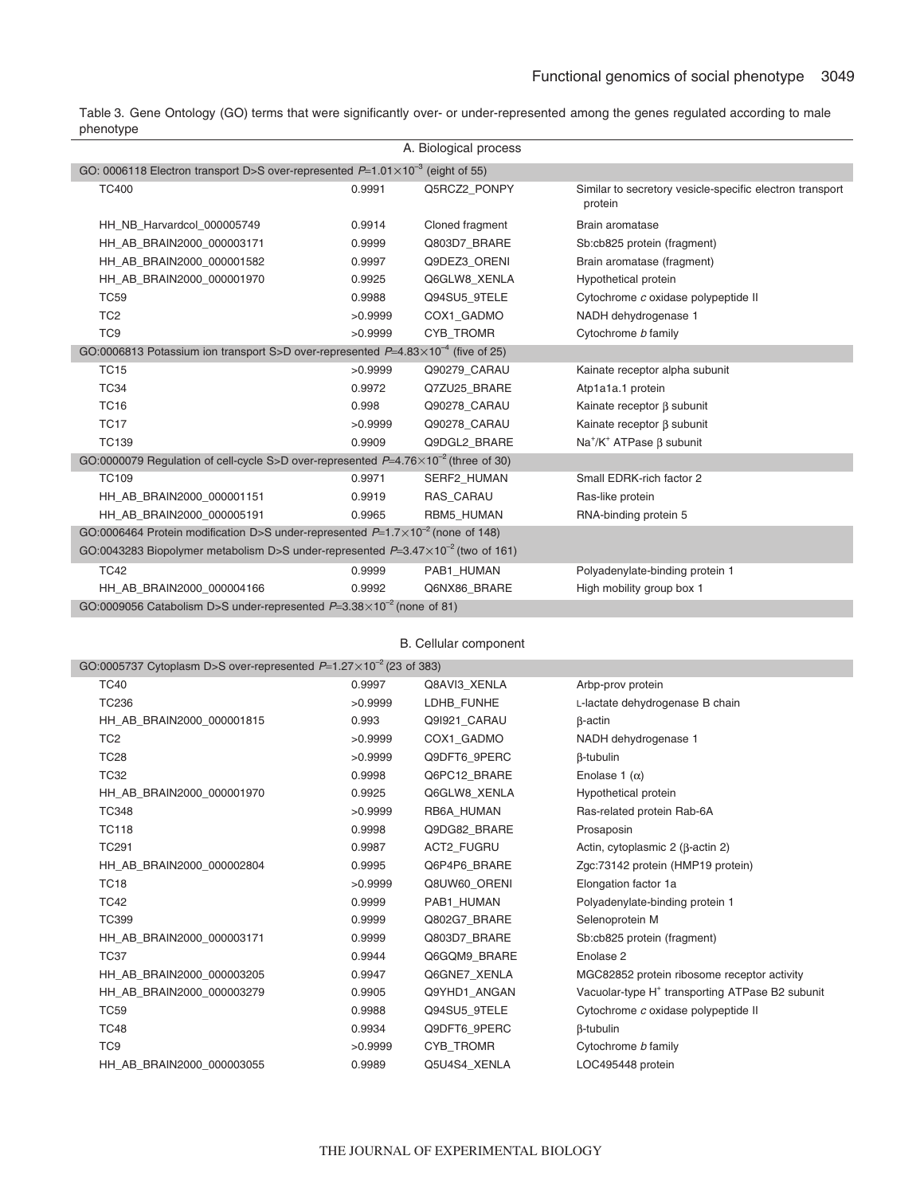Table 3. Gene Ontology (GO) terms that were significantly over- or under-represented among the genes regulated according to male phenotype

A. Biological process

| | | | |
|---|---|---|---|
| GO: 0006118 Electron transport D>S over-represented $P$=1.01×10$^{-3}$ (eight of 55) | | | |
| TC400 | 0.9991 | Q5RCZ2_PONPY | Similar to secretory vesicle-specific electron transport protein |
| HH_NB_Harvardcol_000005749 | 0.9914 | Cloned fragment | Brain aromatase |
| HH_AB_BRAIN2000_000003171 | 0.9999 | Q803D7_BRARE | Sb:cb825 protein (fragment) |
| HH_AB_BRAIN2000_000001582 | 0.9997 | Q9DEZ3_ORENI | Brain aromatase (fragment) |
| HH_AB_BRAIN2000_000001970 | 0.9925 | Q6GLW8_XENLA | Hypothetical protein |
| TC59 | 0.9988 | Q94SU5_9TELE | Cytochrome *c* oxidase polypeptide II |
| TC2 | >0.9999 | COX1_GADMO | NADH dehydrogenase 1 |
| TC9 | >0.9999 | CYB_TROMR | Cytochrome *b* family |
| GO:0006813 Potassium ion transport S>D over-represented $P$=4.83×10$^{-4}$ (five of 25) | | | |
| TC15 | >0.9999 | Q90279_CARAU | Kainate receptor alpha subunit |
| TC34 | 0.9972 | Q7ZU25_BRARE | Atp1a1a.1 protein |
| TC16 | 0.998 | Q90278_CARAU | Kainate receptor β subunit |
| TC17 | >0.9999 | Q90278_CARAU | Kainate receptor β subunit |
| TC139 | 0.9909 | Q9DGL2_BRARE | $Na^+/K^+$ ATPase β subunit |
| GO:0000079 Regulation of cell-cycle S>D over-represented $P$=4.76×10$^{-2}$ (three of 30) | | | |
| TC109 | 0.9971 | SERF2_HUMAN | Small EDRK-rich factor 2 |
| HH_AB_BRAIN2000_000001151 | 0.9919 | RAS_CARAU | Ras-like protein |
| HH_AB_BRAIN2000_000005191 | 0.9965 | RBM5_HUMAN | RNA-binding protein 5 |
| GO:0006464 Protein modification D>S under-represented $P$=1.7×10$^{-2}$ (none of 148) | | | |
| GO:0043283 Biopolymer metabolism D>S under-represented $P$=3.47×10$^{-2}$ (two of 161) | | | |
| TC42 | 0.9999 | PAB1_HUMAN | Polyadenylate-binding protein 1 |
| HH_AB_BRAIN2000_000004166 | 0.9992 | Q6NX86_BRARE | High mobility group box 1 |
| GO:0009056 Catabolism D>S under-represented $P$=3.38×10$^{-2}$ (none of 81) | | | |

B. Cellular component

| | | | |
|---|---|---|---|
| GO:0005737 Cytoplasm D>S over-represented $P$=1.27×10$^{-2}$ (23 of 383) | | | |
| TC40 | 0.9997 | Q8AVI3_XENLA | Arbp-prov protein |
| TC236 | >0.9999 | LDHB_FUNHE | L-lactate dehydrogenase B chain |
| HH_AB_BRAIN2000_000001815 | 0.993 | Q9I921_CARAU | β-actin |
| TC2 | >0.9999 | COX1_GADMO | NADH dehydrogenase 1 |
| TC28 | >0.9999 | Q9DFT6_9PERC | β-tubulin |
| TC32 | 0.9998 | Q6PC12_BRARE | Enolase 1 (α) |
| HH_AB_BRAIN2000_000001970 | 0.9925 | Q6GLW8_XENLA | Hypothetical protein |
| TC348 | >0.9999 | RB6A_HUMAN | Ras-related protein Rab-6A |
| TC118 | 0.9998 | Q9DG82_BRARE | Prosaposin |
| TC291 | 0.9987 | ACT2_FUGRU | Actin, cytoplasmic 2 (β-actin 2) |
| HH_AB_BRAIN2000_000002804 | 0.9995 | Q6P4P6_BRARE | Zgc:73142 protein (HMP19 protein) |
| TC18 | >0.9999 | Q8UW60_ORENI | Elongation factor 1a |
| TC42 | 0.9999 | PAB1_HUMAN | Polyadenylate-binding protein 1 |
| TC399 | 0.9999 | Q802G7_BRARE | Selenoprotein M |
| HH_AB_BRAIN2000_000003171 | 0.9999 | Q803D7_BRARE | Sb:cb825 protein (fragment) |
| TC37 | 0.9944 | Q6GQM9_BRARE | Enolase 2 |
| HH_AB_BRAIN2000_000003205 | 0.9947 | Q6GNE7_XENLA | MGC82852 protein ribosome receptor activity |
| HH_AB_BRAIN2000_000003279 | 0.9905 | Q9YHD1_ANGAN | Vacuolar-type $H^+$ transporting ATPase B2 subunit |
| TC59 | 0.9988 | Q94SU5_9TELE | Cytochrome *c* oxidase polypeptide II |
| TC48 | 0.9934 | Q9DFT6_9PERC | β-tubulin |
| TC9 | >0.9999 | CYB_TROMR | Cytochrome *b* family |
| HH_AB_BRAIN2000_000003055 | 0.9989 | Q5U4S4_XENLA | LOC495448 protein |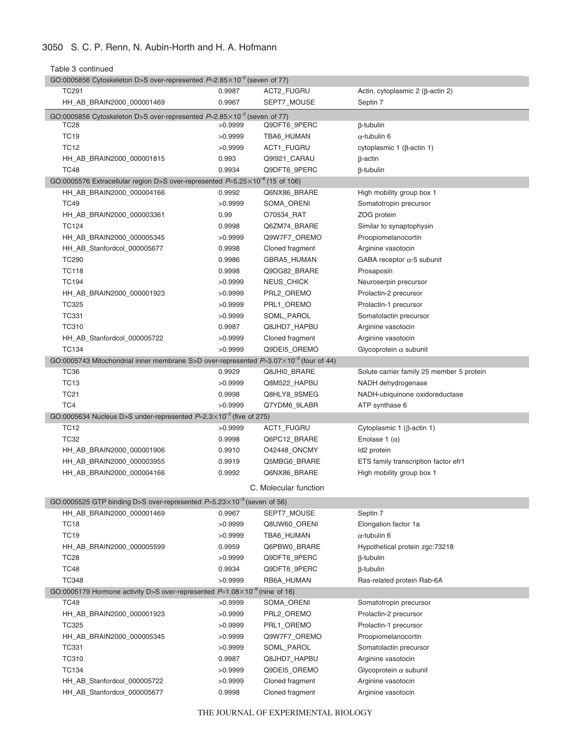Table 3 continued

| | | | |
|---|---|---|---|
| GO:0005856 Cytoskeleton D>S over-represented $P$=2.85×10$^{-2}$ (seven of 77) | | | |
| TC291 | 0.9987 | ACT2_FUGRU | Actin, cytoplasmic 2 (β-actin 2) |
| HH_AB_BRAIN2000_000001469 | 0.9967 | SEPT7_MOUSE | Septin 7 |
| GO:0005856 Cytoskeleton D>S over-represented $P$=2.85×10$^{-2}$ (seven of 77) | | | |
| TC28 | >0.9999 | Q9DFT6_9PERC | β-tubulin |
| TC19 | >0.9999 | TBA6_HUMAN | α-tubulin 6 |
| TC12 | >0.9999 | ACT1_FUGRU | cytoplasmic 1 (β-actin 1) |
| HH_AB_BRAIN2000_000001815 | 0.993 | Q9I921_CARAU | β-actin |
| TC48 | 0.9934 | Q9DFT6_9PERC | β-tubulin |
| GO:0005576 Extracellular region D>S over-represented $P$=5.25×10$^{-6}$ (15 of 106) | | | |
| HH_AB_BRAIN2000_000004166 | 0.9992 | Q6NX86_BRARE | High mobility group box 1 |
| TC49 | >0.9999 | SOMA_ORENI | Somatotropin precursor |
| HH_AB_BRAIN2000_000003361 | 0.99 | O70534_RAT | ZOG protein |
| TC124 | 0.9998 | Q6ZM74_BRARE | Similar to synaptophysin |
| HH_AB_BRAIN2000_000005345 | >0.9999 | Q9W7F7_OREMO | Proopiomelanocortin |
| HH_AB_Stanfordcol_000005677 | 0.9998 | Cloned fragment | Arginine vasotocin |
| TC290 | 0.9986 | GBRA5_HUMAN | GABA receptor α-5 subunit |
| TC118 | 0.9998 | Q9DG82_BRARE | Prosaposin |
| TC194 | >0.9999 | NEUS_CHICK | Neuroserpin precursor |
| HH_AB_BRAIN2000_000001923 | >0.9999 | PRL2_OREMO | Prolactin-2 precursor |
| TC325 | >0.9999 | PRL1_OREMO | Prolactin-1 precursor |
| TC331 | >0.9999 | SOML_PAROL | Somatolactin precursor |
| TC310 | 0.9987 | Q8JHD7_HAPBU | Arginine vasotocin |
| HH_AB_Stanfordcol_000005722 | >0.9999 | Cloned fragment | Arginine vasotocin |
| TC134 | >0.9999 | Q9DEI5_OREMO | Glycoprotein α subunit |
| GO:0005743 Mitochondrial inner membrane S>D over-represented $P$=3.07×10$^{-2}$ (four of 44) | | | |
| TC36 | 0.9929 | Q8JHI0_BRARE | Solute carrier family 25 member 5 protein |
| TC13 | >0.9999 | Q8M522_HAPBU | NADH dehydrogenase |
| TC21 | 0.9998 | Q8HLY8_9SMEG | NADH-ubiquinone oxidoreductase |
| TC4 | >0.9999 | Q7YDM6_9LABR | ATP synthase 6 |
| GO:0005634 Nucleus D>S under-represented $P$=2.3×10$^{-2}$ (five of 275) | | | |
| TC12 | >0.9999 | ACT1_FUGRU | Cytoplasmic 1 (β-actin 1) |
| TC32 | 0.9998 | Q6PC12_BRARE | Enolase 1 (α) |
| HH_AB_BRAIN2000_000001906 | 0.9910 | O42448_ONCMY | Id2 protein |
| HH_AB_BRAIN2000_000003955 | 0.9919 | Q5MBG6_BRARE | ETS family transcription factor efr1 |
| HH_AB_BRAIN2000_000004166 | 0.9992 | Q6NX86_BRARE | High mobility group box 1 |
| C. Molecular function | | | |
| GO:0005525 GTP binding D>S over-represented $P$=5.23×10$^{-3}$ (seven of 56) | | | |
| HH_AB_BRAIN2000_000001469 | 0.9967 | SEPT7_MOUSE | Septin 7 |
| TC18 | >0.9999 | Q8UW60_ORENI | Elongation factor 1a |
| TC19 | >0.9999 | TBA6_HUMAN | α-tubulin 6 |
| HH_AB_BRAIN2000_000005599 | 0.9959 | Q6PBW0_BRARE | Hypothetical protein zgc:73218 |
| TC28 | >0.9999 | Q9DFT6_9PERC | β-tubulin |
| TC48 | 0.9934 | Q9DFT6_9PERC | β-tubulin |
| TC348 | >0.9999 | RB6A_HUMAN | Ras-related protein Rab-6A |
| GO:0005179 Hormone activity D>S over-represented $P$=1.08×10$^{-9}$ (nine of 16) | | | |
| TC49 | >0.9999 | SOMA_ORENI | Somatotropin precursor |
| HH_AB_BRAIN2000_000001923 | >0.9999 | PRL2_OREMO | Prolactin-2 precursor |
| TC325 | >0.9999 | PRL1_OREMO | Prolactin-1 precursor |
| HH_AB_BRAIN2000_000005345 | >0.9999 | Q9W7F7_OREMO | Proopiomelanocortin |
| TC331 | >0.9999 | SOML_PAROL | Somatolactin precursor |
| TC310 | 0.9987 | Q8JHD7_HAPBU | Arginine vasotocin |
| TC134 | >0.9999 | Q9DEI5_OREMO | Glycoprotein α subunit |
| HH_AB_Stanfordcol_000005722 | >0.9999 | Cloned fragment | Arginine vasotocin |
| HH_AB_Stanfordcol_000005677 | 0.9998 | Cloned fragment | Arginine vasotocin |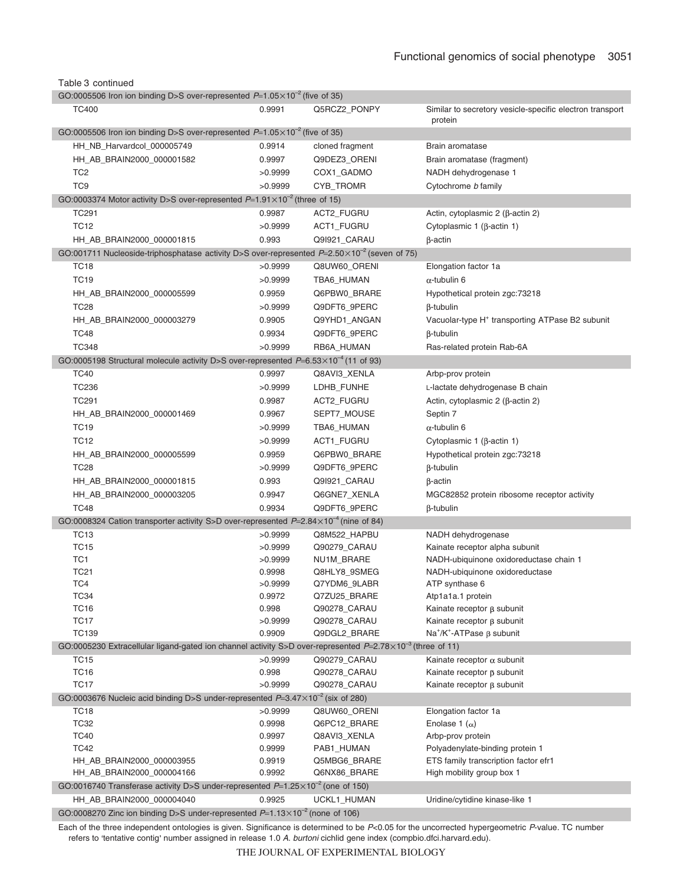Table 3 continued

| | | | |
|---|---|---|---|
| GO:0005506 Iron ion binding D>S over-represented $P$=1.05×10$^{-2}$ (five of 35) | | | |
| TC400 | 0.9991 | Q5RCZ2_PONPY | Similar to secretory vesicle-specific electron transport protein |
| GO:0005506 Iron ion binding D>S over-represented $P$=1.05×10$^{-2}$ (five of 35) | | | |
| HH_NB_Harvardcol_000005749 | 0.9914 | cloned fragment | Brain aromatase |
| HH_AB_BRAIN2000_000001582 | 0.9997 | Q9DEZ3_ORENI | Brain aromatase (fragment) |
| TC2 | >0.9999 | COX1_GADMO | NADH dehydrogenase 1 |
| TC9 | >0.9999 | CYB_TROMR | Cytochrome *b* family |
| GO:0003374 Motor activity D>S over-represented $P$=1.91×10$^{-2}$ (three of 15) | | | |
| TC291 | 0.9987 | ACT2_FUGRU | Actin, cytoplasmic 2 (β-actin 2) |
| TC12 | >0.9999 | ACT1_FUGRU | Cytoplasmic 1 (β-actin 1) |
| HH_AB_BRAIN2000_000001815 | 0.993 | Q9I921_CARAU | β-actin |
| GO:001711 Nucleoside-triphosphatase activity D>S over-represented $P$=2.50×10$^{-2}$ (seven of 75) | | | |
| TC18 | >0.9999 | Q8UW60_ORENI | Elongation factor 1a |
| TC19 | >0.9999 | TBA6_HUMAN | α-tubulin 6 |
| HH_AB_BRAIN2000_000005599 | 0.9959 | Q6PBW0_BRARE | Hypothetical protein zgc:73218 |
| TC28 | >0.9999 | Q9DFT6_9PERC | β-tubulin |
| HH_AB_BRAIN2000_000003279 | 0.9905 | Q9YHD1_ANGAN | Vacuolar-type H$^+$ transporting ATPase B2 subunit |
| TC48 | 0.9934 | Q9DFT6_9PERC | β-tubulin |
| TC348 | >0.9999 | RB6A_HUMAN | Ras-related protein Rab-6A |
| GO:0005198 Structural molecule activity D>S over-represented $P$=6.53×10$^{-4}$ (11 of 93) | | | |
| TC40 | 0.9997 | Q8AVI3_XENLA | Arbp-prov protein |
| TC236 | >0.9999 | LDHB_FUNHE | L-lactate dehydrogenase B chain |
| TC291 | 0.9987 | ACT2_FUGRU | Actin, cytoplasmic 2 (β-actin 2) |
| HH_AB_BRAIN2000_000001469 | 0.9967 | SEPT7_MOUSE | Septin 7 |
| TC19 | >0.9999 | TBA6_HUMAN | α-tubulin 6 |
| TC12 | >0.9999 | ACT1_FUGRU | Cytoplasmic 1 (β-actin 1) |
| HH_AB_BRAIN2000_000005599 | 0.9959 | Q6PBW0_BRARE | Hypothetical protein zgc:73218 |
| TC28 | >0.9999 | Q9DFT6_9PERC | β-tubulin |
| HH_AB_BRAIN2000_000001815 | 0.993 | Q9I921_CARAU | β-actin |
| HH_AB_BRAIN2000_000003205 | 0.9947 | Q6GNE7_XENLA | MGC82852 protein ribosome receptor activity |
| TC48 | 0.9934 | Q9DFT6_9PERC | β-tubulin |
| GO:0008324 Cation transporter activity S>D over-represented $P$=2.84×10$^{-4}$ (nine of 84) | | | |
| TC13 | >0.9999 | Q8M522_HAPBU | NADH dehydrogenase |
| TC15 | >0.9999 | Q90279_CARAU | Kainate receptor alpha subunit |
| TC1 | >0.9999 | NU1M_BRARE | NADH-ubiquinone oxidoreductase chain 1 |
| TC21 | 0.9998 | Q8HLY8_9SMEG | NADH-ubiquinone oxidoreductase |
| TC4 | >0.9999 | Q7YDM6_9LABR | ATP synthase 6 |
| TC34 | 0.9972 | Q7ZU25_BRARE | Atp1a1a.1 protein |
| TC16 | 0.998 | Q90278_CARAU | Kainate receptor β subunit |
| TC17 | >0.9999 | Q90278_CARAU | Kainate receptor β subunit |
| TC139 | 0.9909 | Q9DGL2_BRARE | Na$^+$/K$^+$-ATPase β subunit |
| GO:0005230 Extracellular ligand-gated ion channel activity S>D over-represented $P$=2.78×10$^{-3}$ (three of 11) | | | |
| TC15 | >0.9999 | Q90279_CARAU | Kainate receptor α subunit |
| TC16 | 0.998 | Q90278_CARAU | Kainate receptor β subunit |
| TC17 | >0.9999 | Q90278_CARAU | Kainate receptor β subunit |
| GO:0003676 Nucleic acid binding D>S under-represented $P$=3.47×10$^{-2}$ (six of 280) | | | |
| TC18 | >0.9999 | Q8UW60_ORENI | Elongation factor 1a |
| TC32 | 0.9998 | Q6PC12_BRARE | Enolase 1 (α) |
| TC40 | 0.9997 | Q8AVI3_XENLA | Arbp-prov protein |
| TC42 | 0.9999 | PAB1_HUMAN | Polyadenylate-binding protein 1 |
| HH_AB_BRAIN2000_000003955 | 0.9919 | Q5MBG6_BRARE | ETS family transcription factor efr1 |
| HH_AB_BRAIN2000_000004166 | 0.9992 | Q6NX86_BRARE | High mobility group box 1 |
| GO:0016740 Transferase activity D>S under-represented $P$=1.25×10$^{-2}$ (one of 150) | | | |
| HH_AB_BRAIN2000_000004040 | 0.9925 | UCKL1_HUMAN | Uridine/cytidine kinase-like 1 |
| GO:0008270 Zinc ion binding D>S under-represented $P$=1.13×10$^{-2}$ (none of 106) | | | |

Each of the three independent ontologies is given. Significance is determined to be $P$<0.05 for the uncorrected hypergeometric $P$-value. TC number refers to 'tentative contig' number assigned in release 1.0 *A. burtoni* cichlid gene index (compbio.dfci.harvard.edu).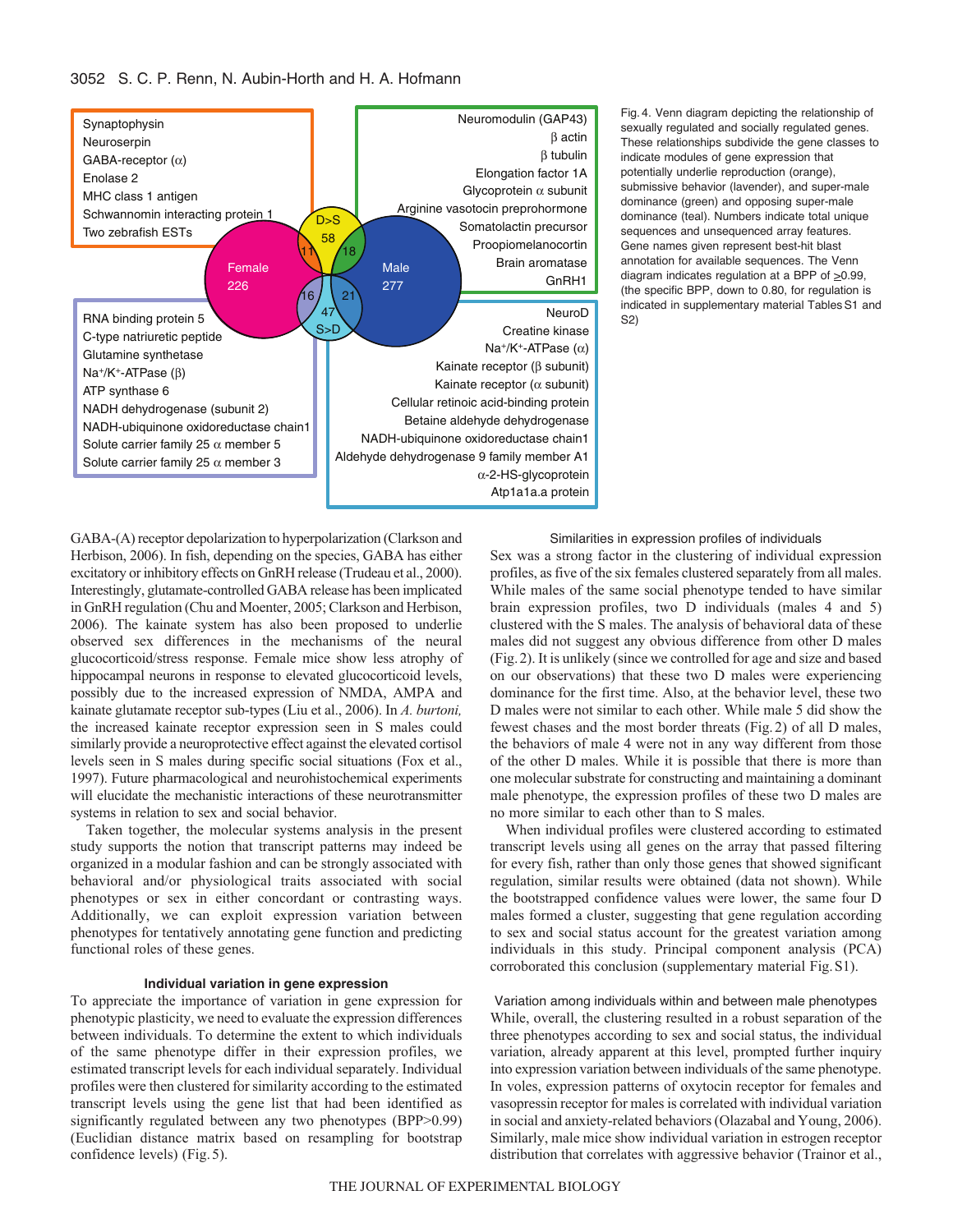Synaptophysin
Neuroserpin
GABA-receptor (α)
Enolase 2
MHC class 1 antigen
Schwannomin interacting protein 1
Two zebrafish ESTs

Neuromodulin (GAP43)
β actin
β tubulin
Elongation factor 1A
Glycoprotein α subunit
Arginine vasotocin preprohormone
Somatolactin precursor
Proopiomelanocortin
Brain aromatase
GnRH1

D>S 58; 11; 18; Female 226; Male 277; 16; 21; 47 S>D

RNA binding protein 5
C-type natriuretic peptide
Glutamine synthetase
$Na^+/K^+$-ATPase (β)
ATP synthase 6
NADH dehydrogenase (subunit 2)
NADH-ubiquinone oxidoreductase chain1
Solute carrier family 25 α member 5
Solute carrier family 25 α member 3

NeuroD
Creatine kinase
$Na^+/K^+$-ATPase (α)
Kainate receptor (β subunit)
Kainate receptor (α subunit)
Cellular retinoic acid-binding protein
Betaine aldehyde dehydrogenase
NADH-ubiquinone oxidoreductase chain1
Aldehyde dehydrogenase 9 family member A1
α-2-HS-glycoprotein
Atp1a1a.a protein

Fig. 4. Venn diagram depicting the relationship of sexually regulated and socially regulated genes. These relationships subdivide the gene classes to indicate modules of gene expression that potentially underlie reproduction (orange), submissive behavior (lavender), and super-male dominance (green) and opposing super-male dominance (teal). Numbers indicate total unique sequences and unsequenced array features. Gene names given represent best-hit blast annotation for available sequences. The Venn diagram indicates regulation at a BPP of ≥0.99, (the specific BPP, down to 0.80, for regulation is indicated in supplementary material Tables S1 and S2)

GABA-(A) receptor depolarization to hyperpolarization (Clarkson and Herbison, 2006). In fish, depending on the species, GABA has either excitatory or inhibitory effects on GnRH release (Trudeau et al., 2000). Interestingly, glutamate-controlled GABA release has been implicated in GnRH regulation (Chu and Moenter, 2005; Clarkson and Herbison, 2006). The kainate system has also been proposed to underlie observed sex differences in the mechanisms of the neural glucocorticoid/stress response. Female mice show less atrophy of hippocampal neurons in response to elevated glucocorticoid levels, possibly due to the increased expression of NMDA, AMPA and kainate glutamate receptor sub-types (Liu et al., 2006). In *A. burtoni,* the increased kainate receptor expression seen in S males could similarly provide a neuroprotective effect against the elevated cortisol levels seen in S males during specific social situations (Fox et al., 1997). Future pharmacological and neurohistochemical experiments will elucidate the mechanistic interactions of these neurotransmitter systems in relation to sex and social behavior.

Taken together, the molecular systems analysis in the present study supports the notion that transcript patterns may indeed be organized in a modular fashion and can be strongly associated with behavioral and/or physiological traits associated with social phenotypes or sex in either concordant or contrasting ways. Additionally, we can exploit expression variation between phenotypes for tentatively annotating gene function and predicting functional roles of these genes.

### Individual variation in gene expression

To appreciate the importance of variation in gene expression for phenotypic plasticity, we need to evaluate the expression differences between individuals. To determine the extent to which individuals of the same phenotype differ in their expression profiles, we estimated transcript levels for each individual separately. Individual profiles were then clustered for similarity according to the estimated transcript levels using the gene list that had been identified as significantly regulated between any two phenotypes (BPP>0.99) (Euclidian distance matrix based on resampling for bootstrap confidence levels) (Fig. 5).

#### Similarities in expression profiles of individuals

Sex was a strong factor in the clustering of individual expression profiles, as five of the six females clustered separately from all males. While males of the same social phenotype tended to have similar brain expression profiles, two D individuals (males 4 and 5) clustered with the S males. The analysis of behavioral data of these males did not suggest any obvious difference from other D males (Fig. 2). It is unlikely (since we controlled for age and size and based on our observations) that these two D males were experiencing dominance for the first time. Also, at the behavior level, these two D males were not similar to each other. While male 5 did show the fewest chases and the most border threats (Fig. 2) of all D males, the behaviors of male 4 were not in any way different from those of the other D males. While it is possible that there is more than one molecular substrate for constructing and maintaining a dominant male phenotype, the expression profiles of these two D males are no more similar to each other than to S males.

When individual profiles were clustered according to estimated transcript levels using all genes on the array that passed filtering for every fish, rather than only those genes that showed significant regulation, similar results were obtained (data not shown). While the bootstrapped confidence values were lower, the same four D males formed a cluster, suggesting that gene regulation according to sex and social status account for the greatest variation among individuals in this study. Principal component analysis (PCA) corroborated this conclusion (supplementary material Fig. S1).

#### Variation among individuals within and between male phenotypes

While, overall, the clustering resulted in a robust separation of the three phenotypes according to sex and social status, the individual variation, already apparent at this level, prompted further inquiry into expression variation between individuals of the same phenotype. In voles, expression patterns of oxytocin receptor for females and vasopressin receptor for males is correlated with individual variation in social and anxiety-related behaviors (Olazabal and Young, 2006). Similarly, male mice show individual variation in estrogen receptor distribution that correlates with aggressive behavior (Trainor et al.,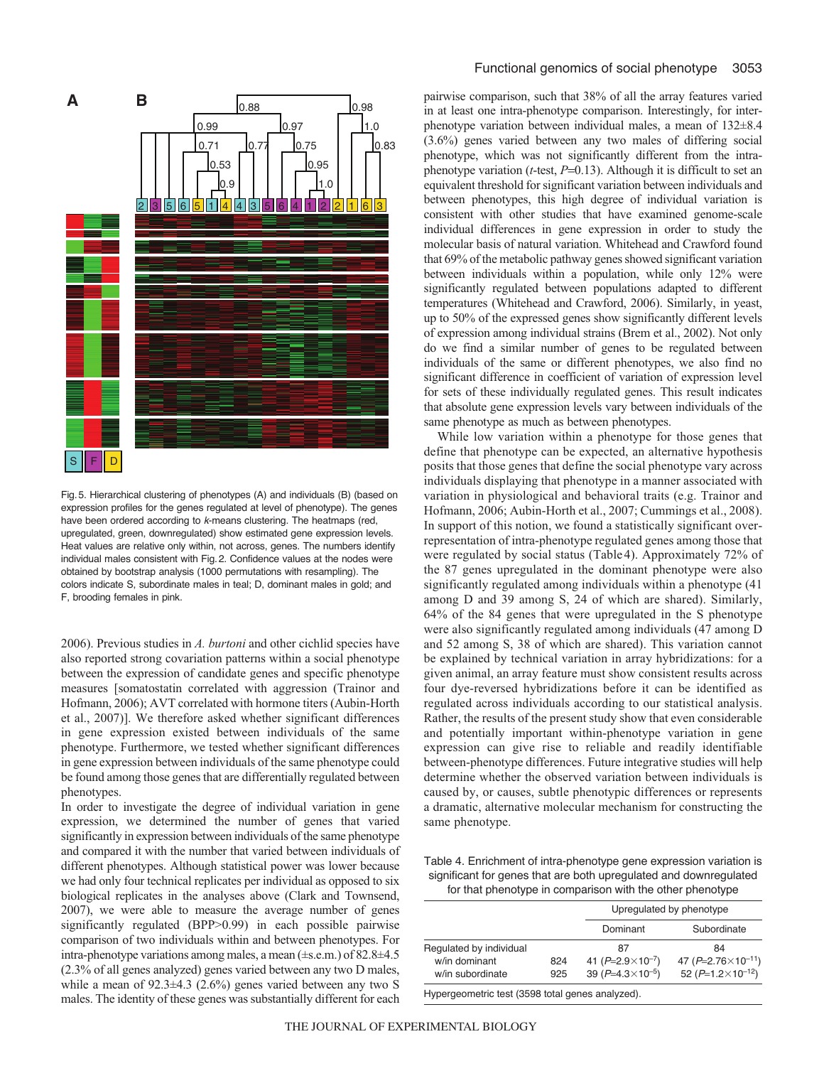Fig. 5. Hierarchical clustering of phenotypes (A) and individuals (B) (based on expression profiles for the genes regulated at level of phenotype). The genes have been ordered according to *k*-means clustering. The heatmaps (red, upregulated, green, downregulated) show estimated gene expression levels. Heat values are relative only within, not across, genes. The numbers identify individual males consistent with Fig. 2. Confidence values at the nodes were obtained by bootstrap analysis (1000 permutations with resampling). The colors indicate S, subordinate males in teal; D, dominant males in gold; and F, brooding females in pink.

2006). Previous studies in *A. burtoni* and other cichlid species have also reported strong covariation patterns within a social phenotype between the expression of candidate genes and specific phenotype measures [somatostatin correlated with aggression (Trainor and Hofmann, 2006); AVT correlated with hormone titers (Aubin-Horth et al., 2007)]. We therefore asked whether significant differences in gene expression existed between individuals of the same phenotype. Furthermore, we tested whether significant differences in gene expression between individuals of the same phenotype could be found among those genes that are differentially regulated between phenotypes.

In order to investigate the degree of individual variation in gene expression, we determined the number of genes that varied significantly in expression between individuals of the same phenotype and compared it with the number that varied between individuals of different phenotypes. Although statistical power was lower because we had only four technical replicates per individual as opposed to six biological replicates in the analyses above (Clark and Townsend, 2007), we were able to measure the average number of genes significantly regulated (BPP>0.99) in each possible pairwise comparison of two individuals within and between phenotypes. For intra-phenotype variations among males, a mean (±s.e.m.) of 82.8±4.5 (2.3% of all genes analyzed) genes varied between any two D males, while a mean of 92.3±4.3 (2.6%) genes varied between any two S males. The identity of these genes was substantially different for each pairwise comparison, such that 38% of all the array features varied in at least one intra-phenotype comparison. Interestingly, for inter-phenotype variation between individual males, a mean of 132±8.4 (3.6%) genes varied between any two males of differing social phenotype, which was not significantly different from the intra-phenotype variation (*t*-test, $P$=0.13). Although it is difficult to set an equivalent threshold for significant variation between individuals and between phenotypes, this high degree of individual variation is consistent with other studies that have examined genome-scale individual differences in gene expression in order to study the molecular basis of natural variation. Whitehead and Crawford found that 69% of the metabolic pathway genes showed significant variation between individuals within a population, while only 12% were significantly regulated between populations adapted to different temperatures (Whitehead and Crawford, 2006). Similarly, in yeast, up to 50% of the expressed genes show significantly different levels of expression among individual strains (Brem et al., 2002). Not only do we find a similar number of genes to be regulated between individuals of the same or different phenotypes, we also find no significant difference in coefficient of variation of expression level for sets of these individually regulated genes. This result indicates that absolute gene expression levels vary between individuals of the same phenotype as much as between phenotypes.

While low variation within a phenotype for those genes that define that phenotype can be expected, an alternative hypothesis posits that those genes that define the social phenotype vary across individuals displaying that phenotype in a manner associated with variation in physiological and behavioral traits (e.g. Trainor and Hofmann, 2006; Aubin-Horth et al., 2007; Cummings et al., 2008). In support of this notion, we found a statistically significant over-representation of intra-phenotype regulated genes among those that were regulated by social status (Table 4). Approximately 72% of the 87 genes upregulated in the dominant phenotype were also significantly regulated among individuals within a phenotype (41 among D and 39 among S, 24 of which are shared). Similarly, 64% of the 84 genes that were upregulated in the S phenotype were also significantly regulated among individuals (47 among D and 52 among S, 38 of which are shared). This variation cannot be explained by technical variation in array hybridizations: for a given animal, an array feature must show consistent results across four dye-reversed hybridizations before it can be identified as regulated across individuals according to our statistical analysis. Rather, the results of the present study show that even considerable and potentially important within-phenotype variation in gene expression can give rise to reliable and readily identifiable between-phenotype differences. Future integrative studies will help determine whether the observed variation between individuals is caused by, or causes, subtle phenotypic differences or represents a dramatic, alternative molecular mechanism for constructing the same phenotype.

Table 4. Enrichment of intra-phenotype gene expression variation is significant for genes that are both upregulated and downregulated for that phenotype in comparison with the other phenotype

| | | Upregulated by phenotype | |
|---|---|---|---|
| | | Dominant | Subordinate |
| Regulated by individual | | 87 | 84 |
| w/in dominant | 824 | 41 ($P$=2.9×10$^{-7}$) | 47 ($P$=2.76×10$^{-11}$) |
| w/in subordinate | 925 | 39 ($P$=4.3×10$^{-5}$) | 52 ($P$=1.2×10$^{-12}$) |

Hypergeometric test (3598 total genes analyzed).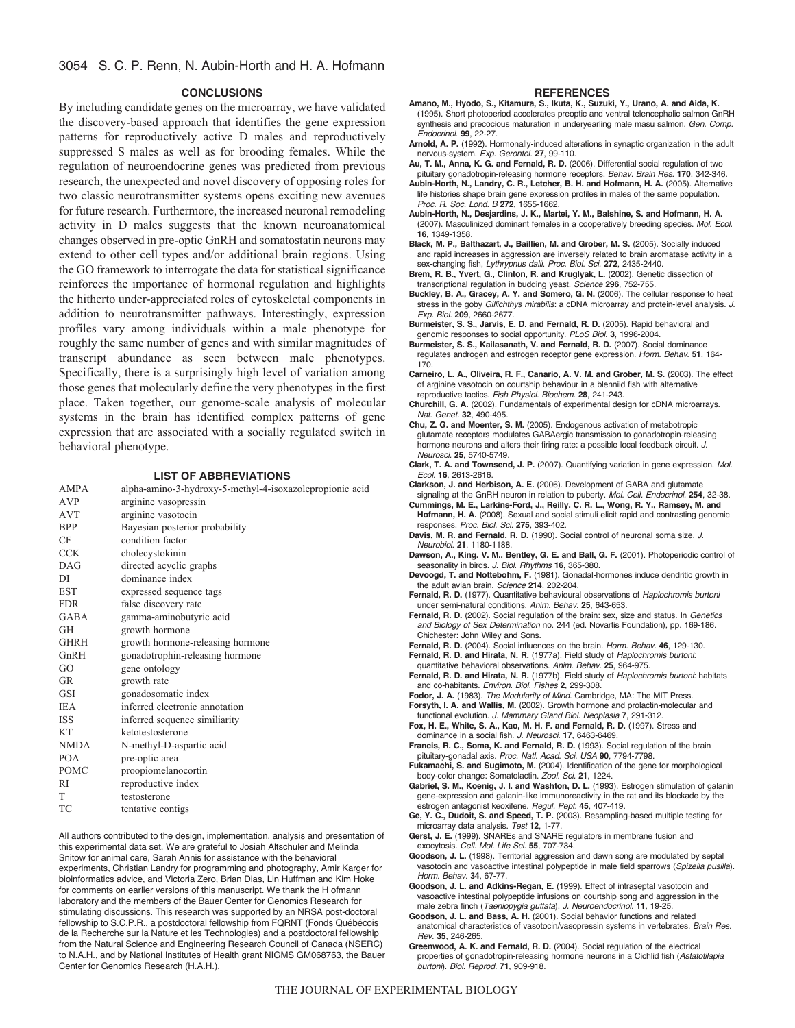## CONCLUSIONS

By including candidate genes on the microarray, we have validated the discovery-based approach that identifies the gene expression patterns for reproductively active D males and reproductively suppressed S males as well as for brooding females. While the regulation of neuroendocrine genes was predicted from previous research, the unexpected and novel discovery of opposing roles for two classic neurotransmitter systems opens exciting new avenues for future research. Furthermore, the increased neuronal remodeling activity in D males suggests that the known neuroanatomical changes observed in pre-optic GnRH and somatostatin neurons may extend to other cell types and/or additional brain regions. Using the GO framework to interrogate the data for statistical significance reinforces the importance of hormonal regulation and highlights the hitherto under-appreciated roles of cytoskeletal components in addition to neurotransmitter pathways. Interestingly, expression profiles vary among individuals within a male phenotype for roughly the same number of genes and with similar magnitudes of transcript abundance as seen between male phenotypes. Specifically, there is a surprisingly high level of variation among those genes that molecularly define the very phenotypes in the first place. Taken together, our genome-scale analysis of molecular systems in the brain has identified complex patterns of gene expression that are associated with a socially regulated switch in behavioral phenotype.

## LIST OF ABBREVIATIONS

| | |
|---|---|
| AMPA | alpha-amino-3-hydroxy-5-methyl-4-isoxazolepropionic acid |
| AVP | arginine vasopressin |
| AVT | arginine vasotocin |
| BPP | Bayesian posterior probability |
| CF | condition factor |
| CCK | cholecystokinin |
| DAG | directed acyclic graphs |
| DI | dominance index |
| EST | expressed sequence tags |
| FDR | false discovery rate |
| GABA | gamma-aminobutyric acid |
| GH | growth hormone |
| GHRH | growth hormone-releasing hormone |
| GnRH | gonadotrophin-releasing hormone |
| GO | gene ontology |
| GR | growth rate |
| GSI | gonadosomatic index |
| IEA | inferred electronic annotation |
| ISS | inferred sequence similiarity |
| KT | ketotestosterone |
| NMDA | N-methyl-D-aspartic acid |
| POA | pre-optic area |
| POMC | proopiomelanocortin |
| RI | reproductive index |
| T | testosterone |
| TC | tentative contigs |

All authors contributed to the design, implementation, analysis and presentation of this experimental data set. We are grateful to Josiah Altschuler and Melinda Snitow for animal care, Sarah Annis for assistance with the behavioral experiments, Christian Landry for programming and photography, Amir Karger for bioinformatics advice, and Victoria Zero, Brian Dias, Lin Huffman and Kim Hoke for comments on earlier versions of this manuscript. We thank the H ofmann laboratory and the members of the Bauer Center for Genomics Research for stimulating discussions. This research was supported by an NRSA post-doctoral fellowship to S.C.P.R., a postdoctoral fellowship from FQRNT (Fonds Québécois de la Recherche sur la Nature et les Technologies) and a postdoctoral fellowship from the Natural Science and Engineering Research Council of Canada (NSERC) to N.A.H., and by National Institutes of Health grant NIGMS GM068763, the Bauer Center for Genomics Research (H.A.H.).

## REFERENCES

**Amano, M., Hyodo, S., Kitamura, S., Ikuta, K., Suzuki, Y., Urano, A. and Aida, K.** (1995). Short photoperiod accelerates preoptic and ventral telencephalic salmon GnRH synthesis and precocious maturation in underyearling male masu salmon. *Gen. Comp. Endocrinol.* **99**, 22-27.

**Arnold, A. P.** (1992). Hormonally-induced alterations in synaptic organization in the adult nervous-system. *Exp. Gerontol.* **27**, 99-110.

**Au, T. M., Anna, K. G. and Fernald, R. D.** (2006). Differential social regulation of two pituitary gonadotropin-releasing hormone receptors. *Behav. Brain Res.* **170**, 342-346.

**Aubin-Horth, N., Landry, C. R., Letcher, B. H. and Hofmann, H. A.** (2005). Alternative life histories shape brain gene expression profiles in males of the same population. *Proc. R. Soc. Lond. B* **272**, 1655-1662.

**Aubin-Horth, N., Desjardins, J. K., Martei, Y. M., Balshine, S. and Hofmann, H. A.** (2007). Masculinized dominant females in a cooperatively breeding species. *Mol. Ecol.* **16**, 1349-1358.

**Black, M. P., Balthazart, J., Baillien, M. and Grober, M. S.** (2005). Socially induced and rapid increases in aggression are inversely related to brain aromatase activity in a sex-changing fish, *Lythrypnus dalli*. *Proc. Biol. Sci.* **272**, 2435-2440.

**Brem, R. B., Yvert, G., Clinton, R. and Kruglyak, L.** (2002). Genetic dissection of transcriptional regulation in budding yeast. *Science* **296**, 752-755.

**Buckley, B. A., Gracey, A. Y. and Somero, G. N.** (2006). The cellular response to heat stress in the goby *Gillichthys mirabilis*: a cDNA microarray and protein-level analysis. *J. Exp. Biol.* **209**, 2660-2677.

**Burmeister, S. S., Jarvis, E. D. and Fernald, R. D.** (2005). Rapid behavioral and genomic responses to social opportunity. *PLoS Biol.* **3**, 1996-2004.

**Burmeister, S. S., Kailasanath, V. and Fernald, R. D.** (2007). Social dominance regulates androgen and estrogen receptor gene expression. *Horm. Behav.* **51**, 164-170.

**Carneiro, L. A., Oliveira, R. F., Canario, A. V. M. and Grober, M. S.** (2003). The effect of arginine vasotocin on courtship behaviour in a blenniid fish with alternative reproductive tactics. *Fish Physiol. Biochem.* **28**, 241-243.

**Churchill, G. A.** (2002). Fundamentals of experimental design for cDNA microarrays. *Nat. Genet.* **32**, 490-495.

**Chu, Z. G. and Moenter, S. M.** (2005). Endogenous activation of metabotropic glutamate receptors modulates GABAergic transmission to gonadotropin-releasing hormone neurons and alters their firing rate: a possible local feedback circuit. *J. Neurosci.* **25**, 5740-5749.

**Clark, T. A. and Townsend, J. P.** (2007). Quantifying variation in gene expression. *Mol. Ecol.* **16**, 2613-2616.

**Clarkson, J. and Herbison, A. E.** (2006). Development of GABA and glutamate signaling at the GnRH neuron in relation to puberty. *Mol. Cell. Endocrinol.* **254**, 32-38.

**Cummings, M. E., Larkins-Ford, J., Reilly, C. R. L., Wong, R. Y., Ramsey, M. and Hofmann, H. A.** (2008). Sexual and social stimuli elicit rapid and contrasting genomic responses. *Proc. Biol. Sci.* **275**, 393-402.

**Davis, M. R. and Fernald, R. D.** (1990). Social control of neuronal soma size. *J. Neurobiol.* **21**, 1180-1188.

**Dawson, A., King. V. M., Bentley, G. E. and Ball, G. F.** (2001). Photoperiodic control of seasonality in birds. *J. Biol. Rhythms* **16**, 365-380.

**Devoogd, T. and Nottebohm, F.** (1981). Gonadal-hormones induce dendritic growth in the adult avian brain. *Science* **214**, 202-204.

**Fernald, R. D.** (1977). Quantitative behavioural observations of *Haplochromis burtoni* under semi-natural conditions. *Anim. Behav.* **25**, 643-653.

**Fernald, R. D.** (2002). Social regulation of the brain: sex, size and status. In *Genetics and Biology of Sex Determination* no. 244 (ed. Novartis Foundation), pp. 169-186. Chichester: John Wiley and Sons.

**Fernald, R. D.** (2004). Social influences on the brain. *Horm. Behav.* **46**, 129-130.

**Fernald, R. D. and Hirata, N. R.** (1977a). Field study of *Haplochromis burtoni*: quantitative behavioral observations. *Anim. Behav.* **25**, 964-975.

**Fernald, R. D. and Hirata, N. R.** (1977b). Field study of *Haplochromis burtoni*: habitats and co-habitants. *Environ. Biol. Fishes* **2**, 299-308.

**Fodor, J. A.** (1983). *The Modularity of Mind.* Cambridge, MA: The MIT Press.

**Forsyth, I. A. and Wallis, M.** (2002). Growth hormone and prolactin-molecular and functional evolution. *J. Mammary Gland Biol. Neoplasia* **7**, 291-312.

**Fox, H. E., White, S. A., Kao, M. H. F. and Fernald, R. D.** (1997). Stress and dominance in a social fish. *J. Neurosci.* **17**, 6463-6469.

**Francis, R. C., Soma, K. and Fernald, R. D.** (1993). Social regulation of the brain pituitary-gonadal axis. *Proc. Natl. Acad. Sci. USA* **90**, 7794-7798.

**Fukamachi, S. and Sugimoto, M.** (2004). Identification of the gene for morphological body-color change: Somatolactin. *Zool. Sci.* **21**, 1224.

**Gabriel, S. M., Koenig, J. I. and Washton, D. L.** (1993). Estrogen stimulation of galanin gene-expression and galanin-like immunoreactivity in the rat and its blockade by the estrogen antagonist keoxifene. *Regul. Pept.* **45**, 407-419.

**Ge, Y. C., Dudoit, S. and Speed, T. P.** (2003). Resampling-based multiple testing for microarray data analysis. *Test* **12**, 1-77.

**Gerst, J. E.** (1999). SNAREs and SNARE regulators in membrane fusion and exocytosis. *Cell. Mol. Life Sci.* **55**, 707-734.

**Goodson, J. L.** (1998). Territorial aggression and dawn song are modulated by septal vasotocin and vasoactive intestinal polypeptide in male field sparrows (*Spizella pusilla*). *Horm. Behav.* **34**, 67-77.

**Goodson, J. L. and Adkins-Regan, E.** (1999). Effect of intraseptal vasotocin and vasoactive intestinal polypeptide infusions on courtship song and aggression in the male zebra finch (*Taeniopygia guttata*). *J. Neuroendocrinol.* **11**, 19-25.

**Goodson, J. L. and Bass, A. H.** (2001). Social behavior functions and related anatomical characteristics of vasotocin/vasopressin systems in vertebrates. *Brain Res. Rev.* **35**, 246-265.

**Greenwood, A. K. and Fernald, R. D.** (2004). Social regulation of the electrical properties of gonadotropin-releasing hormone neurons in a Cichlid fish (*Astatotilapia burtoni*). *Biol. Reprod.* **71**, 909-918.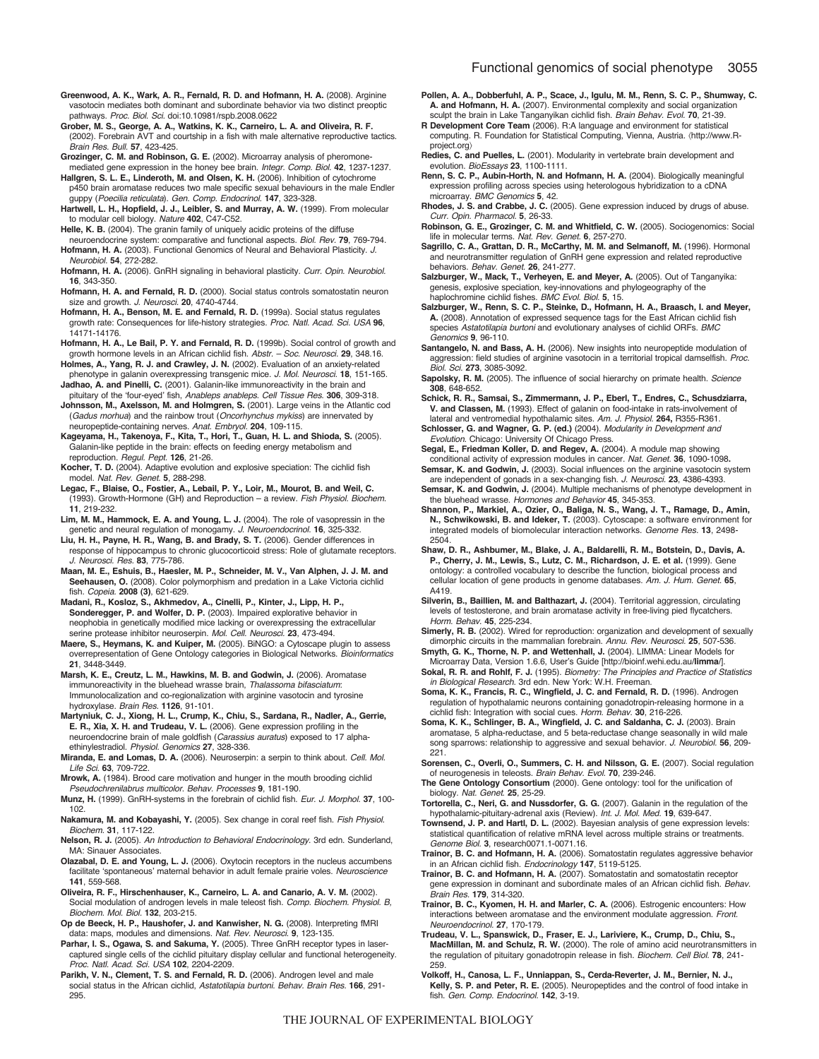**Greenwood, A. K., Wark, A. R., Fernald, R. D. and Hofmann, H. A.** (2008). Arginine vasotocin mediates both dominant and subordinate behavior via two distinct preoptic pathways. *Proc. Biol. Sci.* doi:10.10981/rspb.2008.0622

**Grober, M. S., George, A. A., Watkins, K. K., Carneiro, L. A. and Oliveira, R. F.** (2002). Forebrain AVT and courtship in a fish with male alternative reproductive tactics. *Brain Res. Bull.* **57**, 423-425.

**Grozinger, C. M. and Robinson, G. E.** (2002). Microarray analysis of pheromone-mediated gene expression in the honey bee brain. *Integr. Comp. Biol.* **42**, 1237-1237.

**Hallgren, S. L. E., Linderoth, M. and Olsen, K. H.** (2006). Inhibition of cytochrome p450 brain aromatase reduces two male specific sexual behaviours in the male Endler guppy (*Poecilia reticulata*). *Gen. Comp. Endocrinol.* **147**, 323-328.

**Hartwell, L. H., Hopfield, J. J., Leibler, S. and Murray, A. W.** (1999). From molecular to modular cell biology. *Nature* **402**, C47-C52.

**Helle, K. B.** (2004). The granin family of uniquely acidic proteins of the diffuse neuroendocrine system: comparative and functional aspects. *Biol. Rev.* **79**, 769-794.

**Hofmann, H. A.** (2003). Functional Genomics of Neural and Behavioral Plasticity. *J. Neurobiol.* **54**, 272-282.

**Hofmann, H. A.** (2006). GnRH signaling in behavioral plasticity. *Curr. Opin. Neurobiol.* **16**, 343-350.

**Hofmann, H. A. and Fernald, R. D.** (2000). Social status controls somatostatin neuron size and growth. *J. Neurosci.* **20**, 4740-4744.

**Hofmann, H. A., Benson, M. E. and Fernald, R. D.** (1999a). Social status regulates growth rate: Consequences for life-history strategies. *Proc. Natl. Acad. Sci. USA* **96**, 14171-14176.

**Hofmann, H. A., Le Bail, P. Y. and Fernald, R. D.** (1999b). Social control of growth and growth hormone levels in an African cichlid fish. *Abstr. – Soc. Neurosci.* **29**, 348.16.

**Holmes, A., Yang, R. J. and Crawley, J. N.** (2002). Evaluation of an anxiety-related phenotype in galanin overexpressing transgenic mice. *J. Mol. Neurosci.* **18**, 151-165.

**Jadhao, A. and Pinelli, C.** (2001). Galanin-like immunoreactivity in the brain and pituitary of the 'four-eyed' fish, *Anableps anableps*. *Cell Tissue Res.* **306**, 309-318.

**Johnsson, M., Axelsson, M. and Holmgren, S.** (2001). Large veins in the Atlantic cod (*Gadus morhua*) and the rainbow trout (*Oncorhynchus mykiss*) are innervated by neuropeptide-containing nerves. *Anat. Embryol.* **204**, 109-115.

**Kageyama, H., Takenoya, F., Kita, T., Hori, T., Guan, H. L. and Shioda, S.** (2005). Galanin-like peptide in the brain: effects on feeding energy metabolism and reproduction. *Regul. Pept.* **126**, 21-26.

**Kocher, T. D.** (2004). Adaptive evolution and explosive speciation: The cichlid fish model. *Nat. Rev. Genet.* **5**, 288-298.

**Legac, F., Blaise, O., Fostier, A., Lebail, P. Y., Loir, M., Mourot, B. and Weil, C.** (1993). Growth-Hormone (GH) and Reproduction – a review. *Fish Physiol. Biochem.* **11**, 219-232.

**Lim, M. M., Hammock, E. A. and Young, L. J.** (2004). The role of vasopressin in the genetic and neural regulation of monogamy. *J. Neuroendocrinol.* **16**, 325-332.

**Liu, H. H., Payne, H. R., Wang, B. and Brady, S. T.** (2006). Gender differences in response of hippocampus to chronic glucocorticoid stress: Role of glutamate receptors. *J. Neurosci. Res.* **83**, 775-786.

**Maan, M. E., Eshuis, B., Haesler, M. P., Schneider, M. V., Van Alphen, J. J. M. and Seehausen, O.** (2008). Color polymorphism and predation in a Lake Victoria cichlid fish. *Copeia.* **2008 (3)**, 621-629.

**Madani, R., Kosloz, S., Akhmedov, A., Cinelli, P., Kinter, J., Lipp, H. P., Sonderegger, P. and Wolfer, D. P.** (2003). Impaired explorative behavior in neophobia in genetically modified mice lacking or overexpressing the extracellular serine protease inhibitor neuroserpin. *Mol. Cell. Neurosci.* **23**, 473-494.

**Maere, S., Heymans, K. and Kuiper, M.** (2005). BiNGO: a Cytoscape plugin to assess overrepresentation of Gene Ontology categories in Biological Networks. *Bioinformatics* **21**, 3448-3449.

**Marsh, K. E., Creutz, L. M., Hawkins, M. B. and Godwin, J.** (2006). Aromatase immunoreactivity in the bluehead wrasse brain, *Thalassoma bifasciatum*: Immunolocalization and co-regionalization with arginine vasotocin and tyrosine hydroxylase. *Brain Res.* **1126**, 91-101.

**Martyniuk, C. J., Xiong, H. L., Crump, K., Chiu, S., Sardana, R., Nadler, A., Gerrie, E. R., Xia, X. H. and Trudeau, V. L.** (2006). Gene expression profiling in the neuroendocrine brain of male goldfish (*Carassius auratus*) exposed to 17 alpha-ethinylestradiol. *Physiol. Genomics* **27**, 328-336.

**Miranda, E. and Lomas, D. A.** (2006). Neuroserpin: a serpin to think about. *Cell. Mol. Life Sci.* **63**, 709-722.

**Mrowk, A.** (1984). Brood care motivation and hunger in the mouth brooding cichlid *Pseudochrenilabrus multicolor*. *Behav. Processes* **9**, 181-190.

**Munz, H.** (1999). GnRH-systems in the forebrain of cichlid fish. *Eur. J. Morphol.* **37**, 100-102.

**Nakamura, M. and Kobayashi, Y.** (2005). Sex change in coral reef fish. *Fish Physiol. Biochem.* **31**, 117-122.

**Nelson, R. J.** (2005). *An Introduction to Behavioral Endocrinology*. 3rd edn. Sunderland, MA: Sinauer Associates.

**Olazabal, D. E. and Young, L. J.** (2006). Oxytocin receptors in the nucleus accumbens facilitate 'spontaneous' maternal behavior in adult female prairie voles. *Neuroscience* **141**, 559-568.

**Oliveira, R. F., Hirschenhauser, K., Carneiro, L. A. and Canario, A. V. M.** (2002). Social modulation of androgen levels in male teleost fish. *Comp. Biochem. Physiol. B, Biochem. Mol. Biol.* **132**, 203-215.

**Op de Beeck, H. P., Haushofer, J. and Kanwisher, N. G.** (2008). Interpreting fMRI data: maps, modules and dimensions. *Nat. Rev. Neurosci.* **9**, 123-135.

**Parhar, I. S., Ogawa, S. and Sakuma, Y.** (2005). Three GnRH receptor types in laser-captured single cells of the cichlid pituitary display cellular and functional heterogeneity. *Proc. Natl. Acad. Sci. USA* **102**, 2204-2209.

**Parikh, V. N., Clement, T. S. and Fernald, R. D.** (2006). Androgen level and male social status in the African cichlid, *Astatotilapia burtoni*. *Behav. Brain Res.* **166**, 291-295.

**Pollen, A. A., Dobberfuhl, A. P., Scace, J., Igulu, M. M., Renn, S. C. P., Shumway, C. A. and Hofmann, H. A.** (2007). Environmental complexity and social organization sculpt the brain in Lake Tanganyikan cichlid fish. *Brain Behav. Evol.* **70**, 21-39.

**R Development Core Team** (2006). R:A language and environment for statistical computing. R. Foundation for Statistical Computing, Vienna, Austria. ⟨http://www.R-project.org⟩

**Redies, C. and Puelles, L.** (2001). Modularity in vertebrate brain development and evolution. *BioEssays* **23**, 1100-1111.

**Renn, S. C. P., Aubin-Horth, N. and Hofmann, H. A.** (2004). Biologically meaningful expression profiling across species using heterologous hybridization to a cDNA microarray. *BMC Genomics* **5**, 42.

**Rhodes, J. S. and Crabbe, J. C.** (2005). Gene expression induced by drugs of abuse. *Curr. Opin. Pharmacol.* **5**, 26-33.

**Robinson, G. E., Grozinger, C. M. and Whitfield, C. W.** (2005). Sociogenomics: Social life in molecular terms. *Nat. Rev. Genet.* **6**, 257-270.

**Sagrillo, C. A., Grattan, D. R., McCarthy, M. M. and Selmanoff, M.** (1996). Hormonal and neurotransmitter regulation of GnRH gene expression and related reproductive behaviors. *Behav. Genet.* **26**, 241-277.

**Salzburger, W., Mack, T., Verheyen, E. and Meyer, A.** (2005). Out of Tanganyika: genesis, explosive speciation, key-innovations and phylogeography of the haplochromine cichlid fishes. *BMC Evol. Biol.* **5**, 15.

**Salzburger, W., Renn, S. C. P., Steinke, D., Hofmann, H. A., Braasch, I. and Meyer, A.** (2008). Annotation of expressed sequence tags for the East African cichlid fish species *Astatotilapia burtoni* and evolutionary analyses of cichlid ORFs. *BMC Genomics* **9**, 96-110.

**Santangelo, N. and Bass, A. H.** (2006). New insights into neuropeptide modulation of aggression: field studies of arginine vasotocin in a territorial tropical damselfish. *Proc. Biol. Sci.* **273**, 3085-3092.

**Sapolsky, R. M.** (2005). The influence of social hierarchy on primate health. *Science* **308**, 648-652.

**Schick, R. R., Samsai, S., Zimmermann, J. P., Eberl, T., Endres, C., Schusdziarra, V. and Classen, M.** (1993). Effect of galanin on food-intake in rats-involvement of lateral and ventromedial hypothalamic sites. *Am. J. Physiol.* **264,** R355-R361.

**Schlosser, G. and Wagner, G. P. (ed.)** (2004). *Modularity in Development and Evolution*. Chicago: University Of Chicago Press.

**Segal, E., Friedman Koller, D. and Regev, A.** (2004). A module map showing conditional activity of expression modules in cancer. *Nat. Genet.* **36**, 1090-1098**.**

**Semsar, K. and Godwin, J.** (2003). Social influences on the arginine vasotocin system are independent of gonads in a sex-changing fish. *J. Neurosci.* **23**, 4386-4393.

**Semsar, K. and Godwin, J.** (2004). Multiple mechanisms of phenotype development in the bluehead wrasse. *Hormones and Behavior* **45**, 345-353.

**Shannon, P., Markiel, A., Ozier, O., Baliga, N. S., Wang, J. T., Ramage, D., Amin, N., Schwikowski, B. and Ideker, T.** (2003). Cytoscape: a software environment for integrated models of biomolecular interaction networks. *Genome Res.* **13**, 2498-2504.

**Shaw, D. R., Ashbumer, M., Blake, J. A., Baldarelli, R. M., Botstein, D., Davis, A. P., Cherry, J. M., Lewis, S., Lutz, C. M., Richardson, J. E. et al.** (1999). Gene ontology: a controlled vocabulary to describe the function, biological process and cellular location of gene products in genome databases. *Am. J. Hum. Genet.* **65**, A419.

**Silverin, B., Baillien, M. and Balthazart, J.** (2004). Territorial aggression, circulating levels of testosterone, and brain aromatase activity in free-living pied flycatchers. *Horm. Behav.* **45**, 225-234.

**Simerly, R. B.** (2002). Wired for reproduction: organization and development of sexually dimorphic circuits in the mammalian forebrain. *Annu. Rev. Neurosci.* **25**, 507-536.

**Smyth, G. K., Thorne, N. P. and Wettenhall, J.** (2004). LIMMA: Linear Models for Microarray Data, Version 1.6.6, User's Guide [http://bioinf.wehi.edu.au/**limma**/].

**Sokal, R. R. and Rohlf, F. J.** (1995). *Biometry: The Principles and Practice of Statistics in Biological Research*. 3rd edn. New York: W.H. Freeman.

**Soma, K. K., Francis, R. C., Wingfield, J. C. and Fernald, R. D.** (1996). Androgen regulation of hypothalamic neurons containing gonadotropin-releasing hormone in a cichlid fish: Integration with social cues. *Horm. Behav.* **30**, 216-226.

**Soma, K. K., Schlinger, B. A., Wingfield, J. C. and Saldanha, C. J.** (2003). Brain aromatase, 5 alpha-reductase, and 5 beta-reductase change seasonally in wild male song sparrows: relationship to aggressive and sexual behavior. *J. Neurobiol.* **56**, 209-221.

**Sorensen, C., Overli, O., Summers, C. H. and Nilsson, G. E.** (2007). Social regulation of neurogenesis in teleosts. *Brain Behav. Evol.* **70**, 239-246.

**The Gene Ontology Consortium** (2000). Gene ontology: tool for the unification of biology. *Nat. Genet.* **25**, 25-29.

**Tortorella, C., Neri, G. and Nussdorfer, G. G.** (2007). Galanin in the regulation of the hypothalamic-pituitary-adrenal axis (Review). *Int. J. Mol. Med.* **19**, 639-647.

**Townsend, J. P. and Hartl, D. L.** (2002). Bayesian analysis of gene expression levels: statistical quantification of relative mRNA level across multiple strains or treatments. *Genome Biol.* **3**, research0071.1-0071.16.

**Trainor, B. C. and Hofmann, H. A.** (2006). Somatostatin regulates aggressive behavior in an African cichlid fish. *Endocrinology* **147**, 5119-5125.

**Trainor, B. C. and Hofmann, H. A.** (2007). Somatostatin and somatostatin receptor gene expression in dominant and subordinate males of an African cichlid fish. *Behav. Brain Res.* **179**, 314-320.

**Trainor, B. C., Kyomen, H. H. and Marler, C. A.** (2006). Estrogenic encounters: How interactions between aromatase and the environment modulate aggression. *Front. Neuroendocrinol.* **27**, 170-179.

**Trudeau, V. L., Spanswick, D., Fraser, E. J., Lariviere, K., Crump, D., Chiu, S., MacMillan, M. and Schulz, R. W.** (2000). The role of amino acid neurotransmitters in the regulation of pituitary gonadotropin release in fish. *Biochem. Cell Biol.* **78**, 241-259.

**Volkoff, H., Canosa, L. F., Unniappan, S., Cerda-Reverter, J. M., Bernier, N. J., Kelly, S. P. and Peter, R. E.** (2005). Neuropeptides and the control of food intake in fish. *Gen. Comp. Endocrinol.* **142**, 3-19.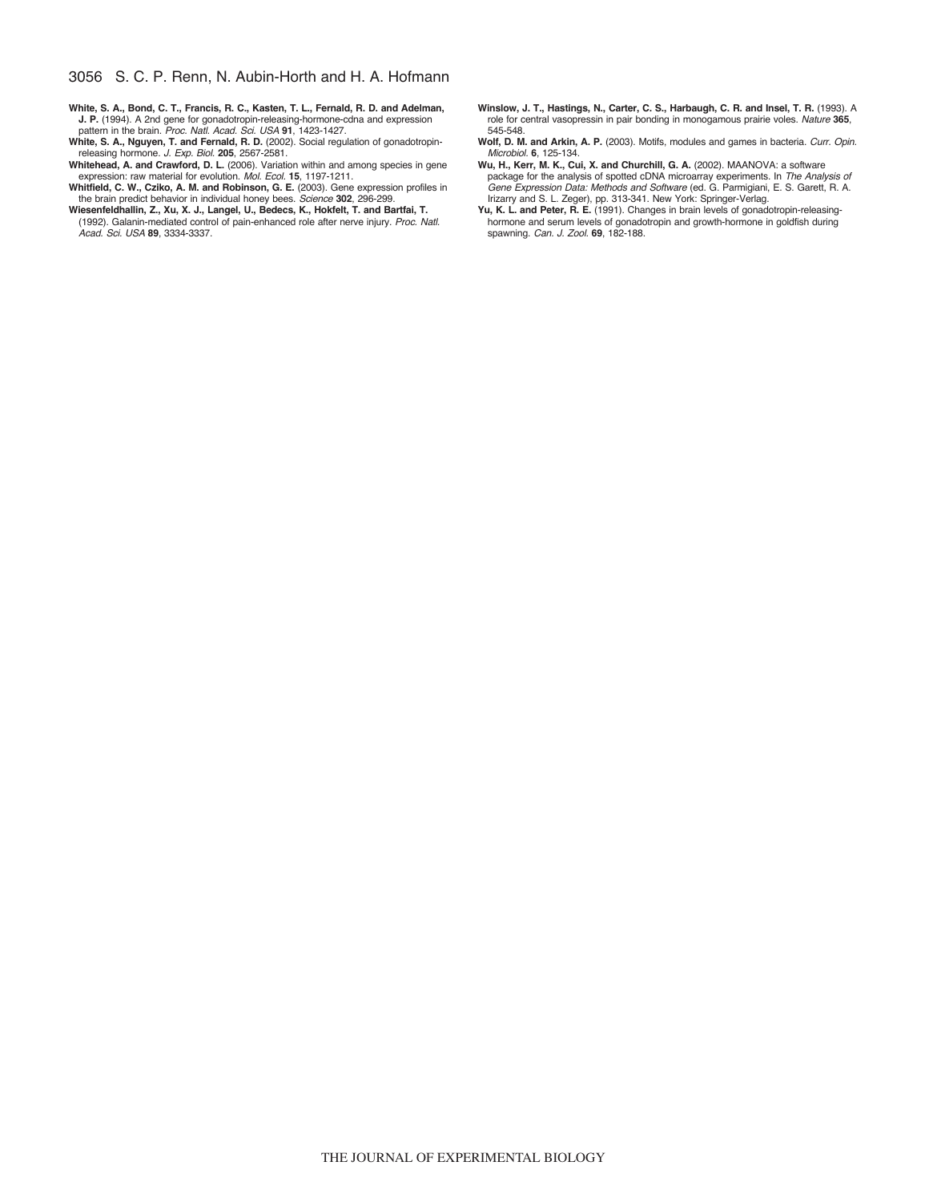**White, S. A., Bond, C. T., Francis, R. C., Kasten, T. L., Fernald, R. D. and Adelman, J. P.** (1994). A 2nd gene for gonadotropin-releasing-hormone-cdna and expression pattern in the brain. *Proc. Natl. Acad. Sci. USA* **91**, 1423-1427.

**White, S. A., Nguyen, T. and Fernald, R. D.** (2002). Social regulation of gonadotropin-releasing hormone. *J. Exp. Biol.* **205**, 2567-2581.

**Whitehead, A. and Crawford, D. L.** (2006). Variation within and among species in gene expression: raw material for evolution. *Mol. Ecol.* **15**, 1197-1211.

**Whitfield, C. W., Cziko, A. M. and Robinson, G. E.** (2003). Gene expression profiles in the brain predict behavior in individual honey bees. *Science* **302**, 296-299.

**Wiesenfeldhallin, Z., Xu, X. J., Langel, U., Bedecs, K., Hokfelt, T. and Bartfai, T.** (1992). Galanin-mediated control of pain-enhanced role after nerve injury. *Proc. Natl. Acad. Sci. USA* **89**, 3334-3337.

**Winslow, J. T., Hastings, N., Carter, C. S., Harbaugh, C. R. and Insel, T. R.** (1993). A role for central vasopressin in pair bonding in monogamous prairie voles. *Nature* **365**, 545-548.

**Wolf, D. M. and Arkin, A. P.** (2003). Motifs, modules and games in bacteria. *Curr. Opin. Microbiol.* **6**, 125-134.

**Wu, H., Kerr, M. K., Cui, X. and Churchill, G. A.** (2002). MAANOVA: a software package for the analysis of spotted cDNA microarray experiments. In *The Analysis of Gene Expression Data: Methods and Software* (ed. G. Parmigiani, E. S. Garett, R. A. Irizarry and S. L. Zeger), pp. 313-341. New York: Springer-Verlag.

**Yu, K. L. and Peter, R. E.** (1991). Changes in brain levels of gonadotropin-releasing-hormone and serum levels of gonadotropin and growth-hormone in goldfish during spawning. *Can. J. Zool.* **69**, 182-188.